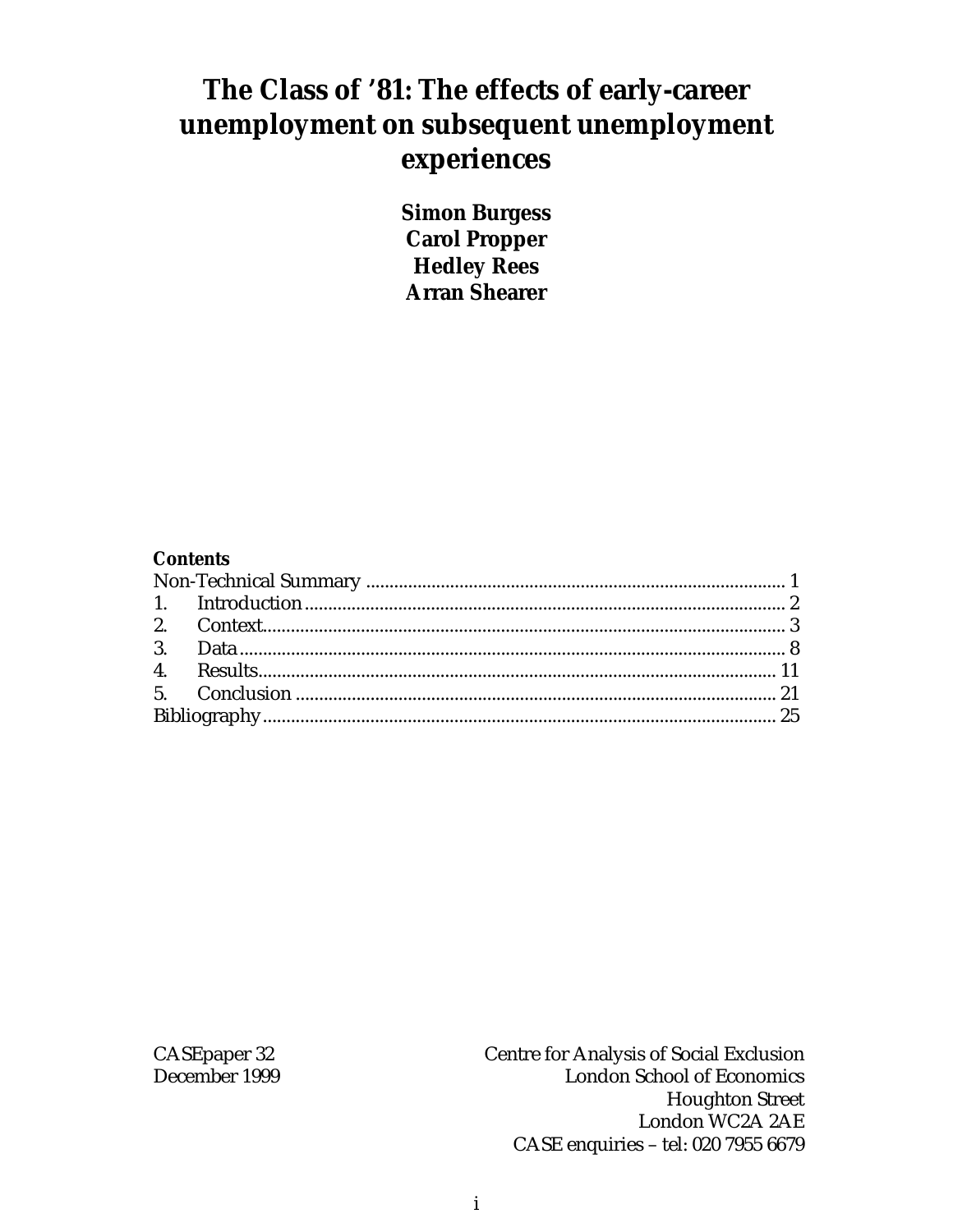# The Class of '81: The effects of early-career unemployment on subsequent unemployment experiences

**Simon Burgess**
**Carol Propper**
**Hedley Rees**
**Arran Shearer**

**Contents**

| | |
|---|---|
| Non-Technical Summary | 1 |
| 1. Introduction | 2 |
| 2. Context | 3 |
| 3. Data | 8 |
| 4. Results | 11 |
| 5. Conclusion | 21 |
| Bibliography | 25 |

CASEpaper 32
December 1999

Centre for Analysis of Social Exclusion
London School of Economics
Houghton Street
London WC2A 2AE
CASE enquiries – tel: 020 7955 6679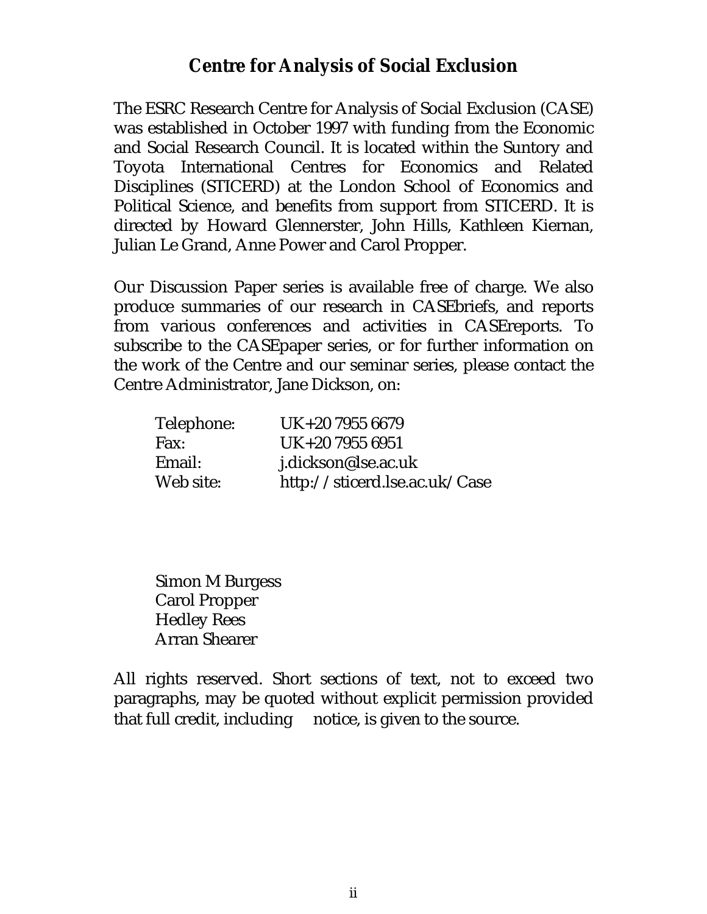# Centre for Analysis of Social Exclusion

The ESRC Research Centre for Analysis of Social Exclusion (CASE) was established in October 1997 with funding from the Economic and Social Research Council. It is located within the Suntory and Toyota International Centres for Economics and Related Disciplines (STICERD) at the London School of Economics and Political Science, and benefits from support from STICERD. It is directed by Howard Glennerster, John Hills, Kathleen Kiernan, Julian Le Grand, Anne Power and Carol Propper.

Our Discussion Paper series is available free of charge. We also produce summaries of our research in CASEbriefs, and reports from various conferences and activities in CASEreports. To subscribe to the CASEpaper series, or for further information on the work of the Centre and our seminar series, please contact the Centre Administrator, Jane Dickson, on:

| | |
|---|---|
| Telephone: | UK+20 7955 6679 |
| Fax: | UK+20 7955 6951 |
| Email: | j.dickson@lse.ac.uk |
| Web site: | http://sticerd.lse.ac.uk/Case |

Simon M Burgess
Carol Propper
Hedley Rees
Arran Shearer

All rights reserved. Short sections of text, not to exceed two paragraphs, may be quoted without explicit permission provided that full credit, including notice, is given to the source.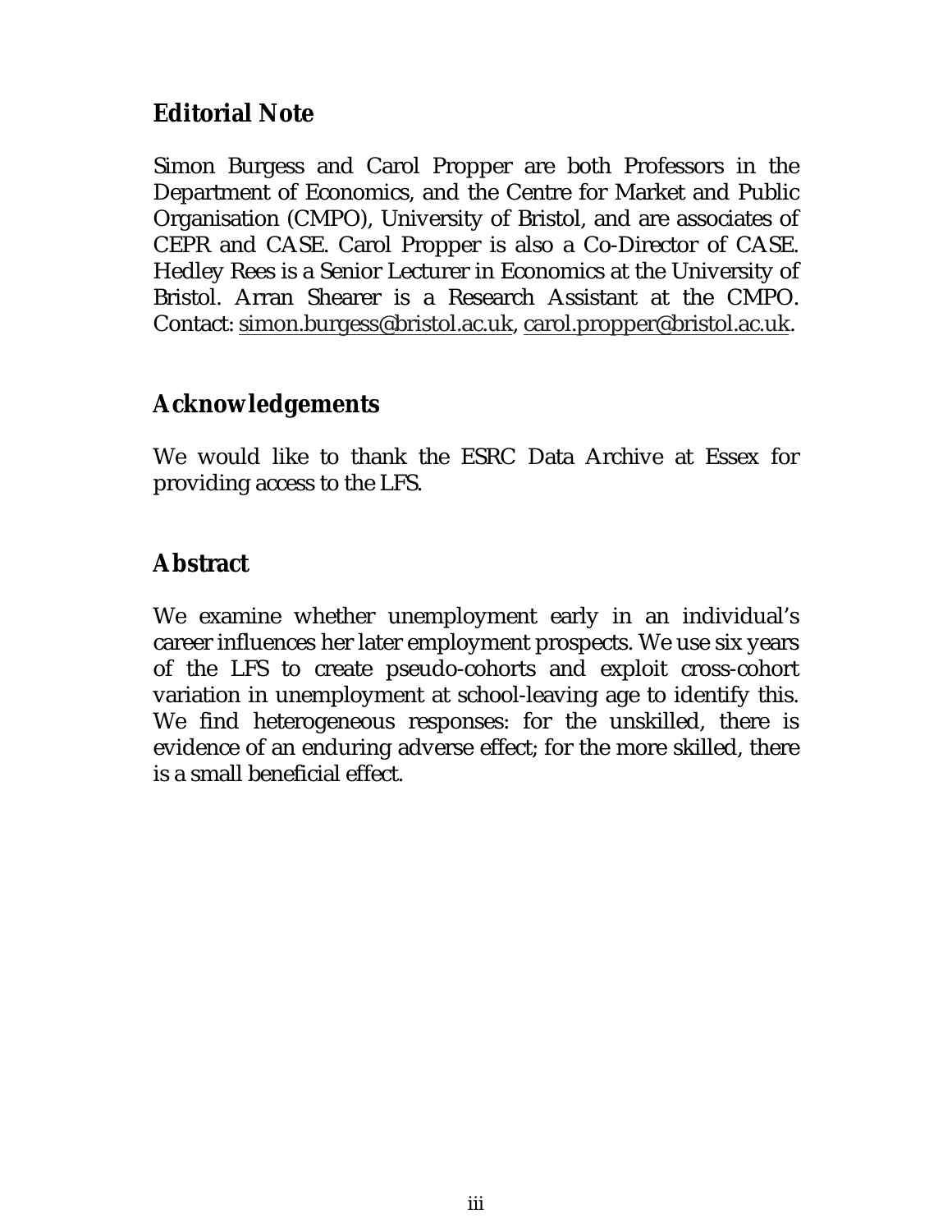## Editorial Note

Simon Burgess and Carol Propper are both Professors in the Department of Economics, and the Centre for Market and Public Organisation (CMPO), University of Bristol, and are associates of CEPR and CASE. Carol Propper is also a Co-Director of CASE. Hedley Rees is a Senior Lecturer in Economics at the University of Bristol. Arran Shearer is a Research Assistant at the CMPO. Contact: simon.burgess@bristol.ac.uk, carol.propper@bristol.ac.uk.

## Acknowledgements

We would like to thank the ESRC Data Archive at Essex for providing access to the LFS.

## Abstract

We examine whether unemployment early in an individual's career influences her later employment prospects. We use six years of the LFS to create pseudo-cohorts and exploit cross-cohort variation in unemployment at school-leaving age to identify this. We find heterogeneous responses: for the unskilled, there is evidence of an enduring adverse effect; for the more skilled, there is a small beneficial effect.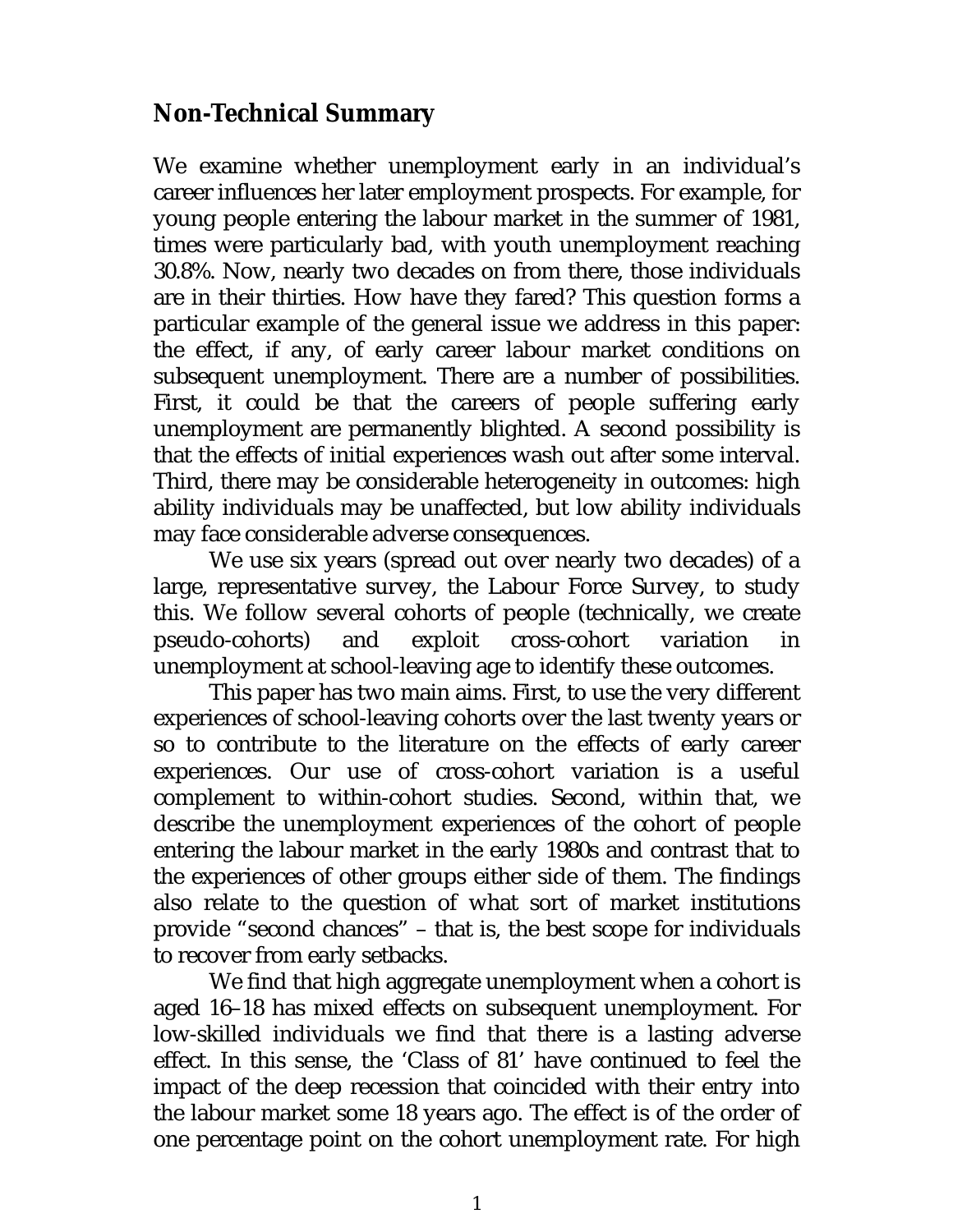## Non-Technical Summary

We examine whether unemployment early in an individual's career influences her later employment prospects. For example, for young people entering the labour market in the summer of 1981, times were particularly bad, with youth unemployment reaching 30.8%. Now, nearly two decades on from there, those individuals are in their thirties. How have they fared? This question forms a particular example of the general issue we address in this paper: the effect, if any, of early career labour market conditions on subsequent unemployment. There are a number of possibilities. First, it could be that the careers of people suffering early unemployment are permanently blighted. A second possibility is that the effects of initial experiences wash out after some interval. Third, there may be considerable heterogeneity in outcomes: high ability individuals may be unaffected, but low ability individuals may face considerable adverse consequences.

We use six years (spread out over nearly two decades) of a large, representative survey, the Labour Force Survey, to study this. We follow several cohorts of people (technically, we create pseudo-cohorts) and exploit cross-cohort variation in unemployment at school-leaving age to identify these outcomes.

This paper has two main aims. First, to use the very different experiences of school-leaving cohorts over the last twenty years or so to contribute to the literature on the effects of early career experiences. Our use of cross-cohort variation is a useful complement to within-cohort studies. Second, within that, we describe the unemployment experiences of the cohort of people entering the labour market in the early 1980s and contrast that to the experiences of other groups either side of them. The findings also relate to the question of what sort of market institutions provide "second chances" – that is, the best scope for individuals to recover from early setbacks.

We find that high aggregate unemployment when a cohort is aged 16–18 has mixed effects on subsequent unemployment. For low-skilled individuals we find that there is a lasting adverse effect. In this sense, the 'Class of 81' have continued to feel the impact of the deep recession that coincided with their entry into the labour market some 18 years ago. The effect is of the order of one percentage point on the cohort unemployment rate. For high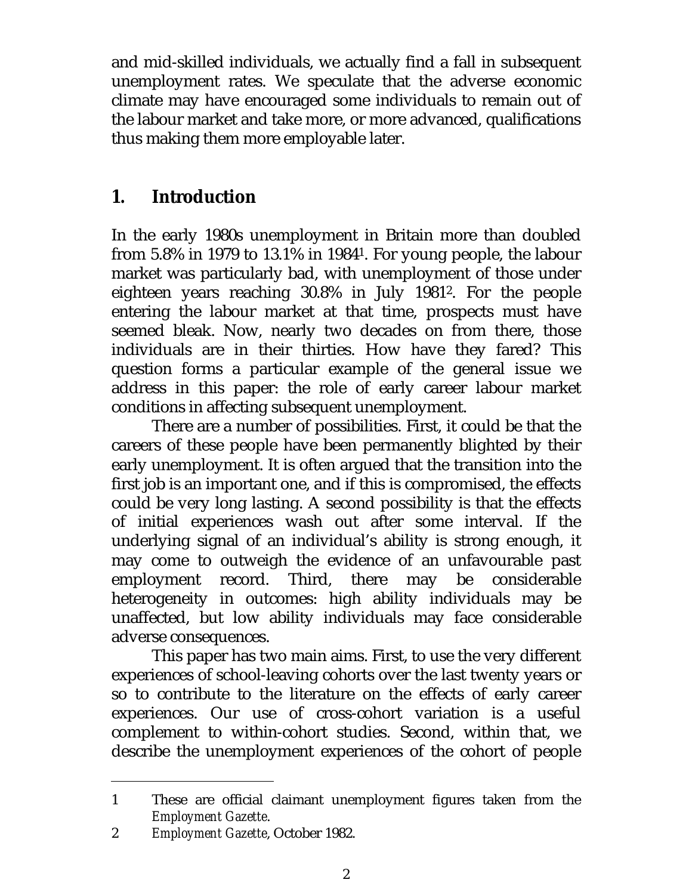and mid-skilled individuals, we actually find a fall in subsequent unemployment rates. We speculate that the adverse economic climate may have encouraged some individuals to remain out of the labour market and take more, or more advanced, qualifications thus making them more employable later.

## 1. Introduction

In the early 1980s unemployment in Britain more than doubled from 5.8% in 1979 to 13.1% in 1984[1]. For young people, the labour market was particularly bad, with unemployment of those under eighteen years reaching 30.8% in July 1981[2]. For the people entering the labour market at that time, prospects must have seemed bleak. Now, nearly two decades on from there, those individuals are in their thirties. How have they fared? This question forms a particular example of the general issue we address in this paper: the role of early career labour market conditions in affecting subsequent unemployment.

There are a number of possibilities. First, it could be that the careers of these people have been permanently blighted by their early unemployment. It is often argued that the transition into the first job is an important one, and if this is compromised, the effects could be very long lasting. A second possibility is that the effects of initial experiences wash out after some interval. If the underlying signal of an individual's ability is strong enough, it may come to outweigh the evidence of an unfavourable past employment record. Third, there may be considerable heterogeneity in outcomes: high ability individuals may be unaffected, but low ability individuals may face considerable adverse consequences.

This paper has two main aims. First, to use the very different experiences of school-leaving cohorts over the last twenty years or so to contribute to the literature on the effects of early career experiences. Our use of cross-cohort variation is a useful complement to within-cohort studies. Second, within that, we describe the unemployment experiences of the cohort of people

---

1 These are official claimant unemployment figures taken from the *Employment Gazette*.

2 *Employment Gazette*, October 1982.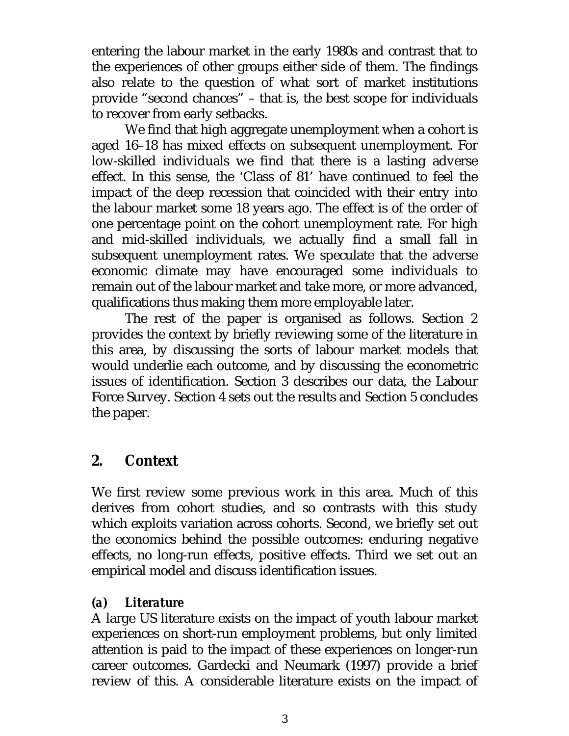entering the labour market in the early 1980s and contrast that to the experiences of other groups either side of them. The findings also relate to the question of what sort of market institutions provide "second chances" – that is, the best scope for individuals to recover from early setbacks.

We find that high aggregate unemployment when a cohort is aged 16–18 has mixed effects on subsequent unemployment. For low-skilled individuals we find that there is a lasting adverse effect. In this sense, the 'Class of 81' have continued to feel the impact of the deep recession that coincided with their entry into the labour market some 18 years ago. The effect is of the order of one percentage point on the cohort unemployment rate. For high and mid-skilled individuals, we actually find a small fall in subsequent unemployment rates. We speculate that the adverse economic climate may have encouraged some individuals to remain out of the labour market and take more, or more advanced, qualifications thus making them more employable later.

The rest of the paper is organised as follows. Section 2 provides the context by briefly reviewing some of the literature in this area, by discussing the sorts of labour market models that would underlie each outcome, and by discussing the econometric issues of identification. Section 3 describes our data, the Labour Force Survey. Section 4 sets out the results and Section 5 concludes the paper.

## 2. Context

We first review some previous work in this area. Much of this derives from cohort studies, and so contrasts with this study which exploits variation across cohorts. Second, we briefly set out the economics behind the possible outcomes: enduring negative effects, no long-run effects, positive effects. Third we set out an empirical model and discuss identification issues.

### (a) Literature

A large US literature exists on the impact of youth labour market experiences on short-run employment problems, but only limited attention is paid to the impact of these experiences on longer-run career outcomes. Gardecki and Neumark (1997) provide a brief review of this. A considerable literature exists on the impact of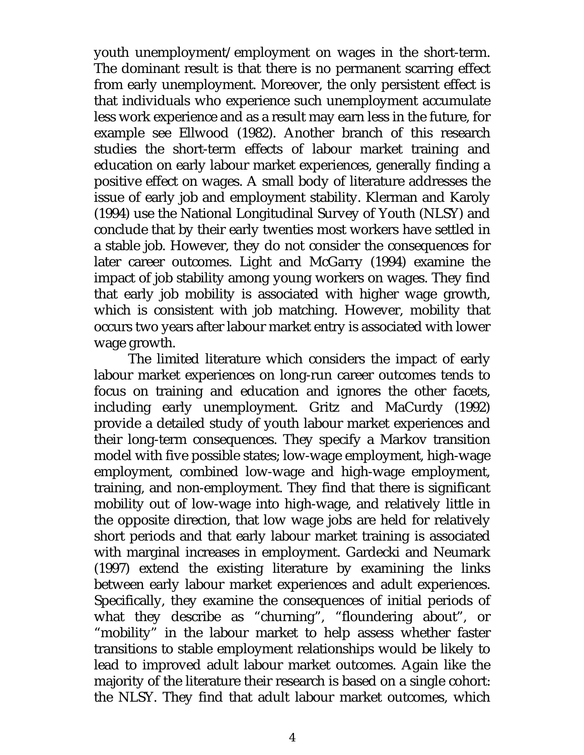youth unemployment/employment on wages in the short-term. The dominant result is that there is no permanent scarring effect from early unemployment. Moreover, the only persistent effect is that individuals who experience such unemployment accumulate less work experience and as a result may earn less in the future, for example see Ellwood (1982). Another branch of this research studies the short-term effects of labour market training and education on early labour market experiences, generally finding a positive effect on wages. A small body of literature addresses the issue of early job and employment stability. Klerman and Karoly (1994) use the National Longitudinal Survey of Youth (NLSY) and conclude that by their early twenties most workers have settled in a stable job. However, they do not consider the consequences for later career outcomes. Light and McGarry (1994) examine the impact of job stability among young workers on wages. They find that early job mobility is associated with higher wage growth, which is consistent with job matching. However, mobility that occurs two years after labour market entry is associated with lower wage growth.

The limited literature which considers the impact of early labour market experiences on long-run career outcomes tends to focus on training and education and ignores the other facets, including early unemployment. Gritz and MaCurdy (1992) provide a detailed study of youth labour market experiences and their long-term consequences. They specify a Markov transition model with five possible states; low-wage employment, high-wage employment, combined low-wage and high-wage employment, training, and non-employment. They find that there is significant mobility out of low-wage into high-wage, and relatively little in the opposite direction, that low wage jobs are held for relatively short periods and that early labour market training is associated with marginal increases in employment. Gardecki and Neumark (1997) extend the existing literature by examining the links between early labour market experiences and adult experiences. Specifically, they examine the consequences of initial periods of what they describe as “churning”, “floundering about”, or “mobility” in the labour market to help assess whether faster transitions to stable employment relationships would be likely to lead to improved adult labour market outcomes. Again like the majority of the literature their research is based on a single cohort: the NLSY. They find that adult labour market outcomes, which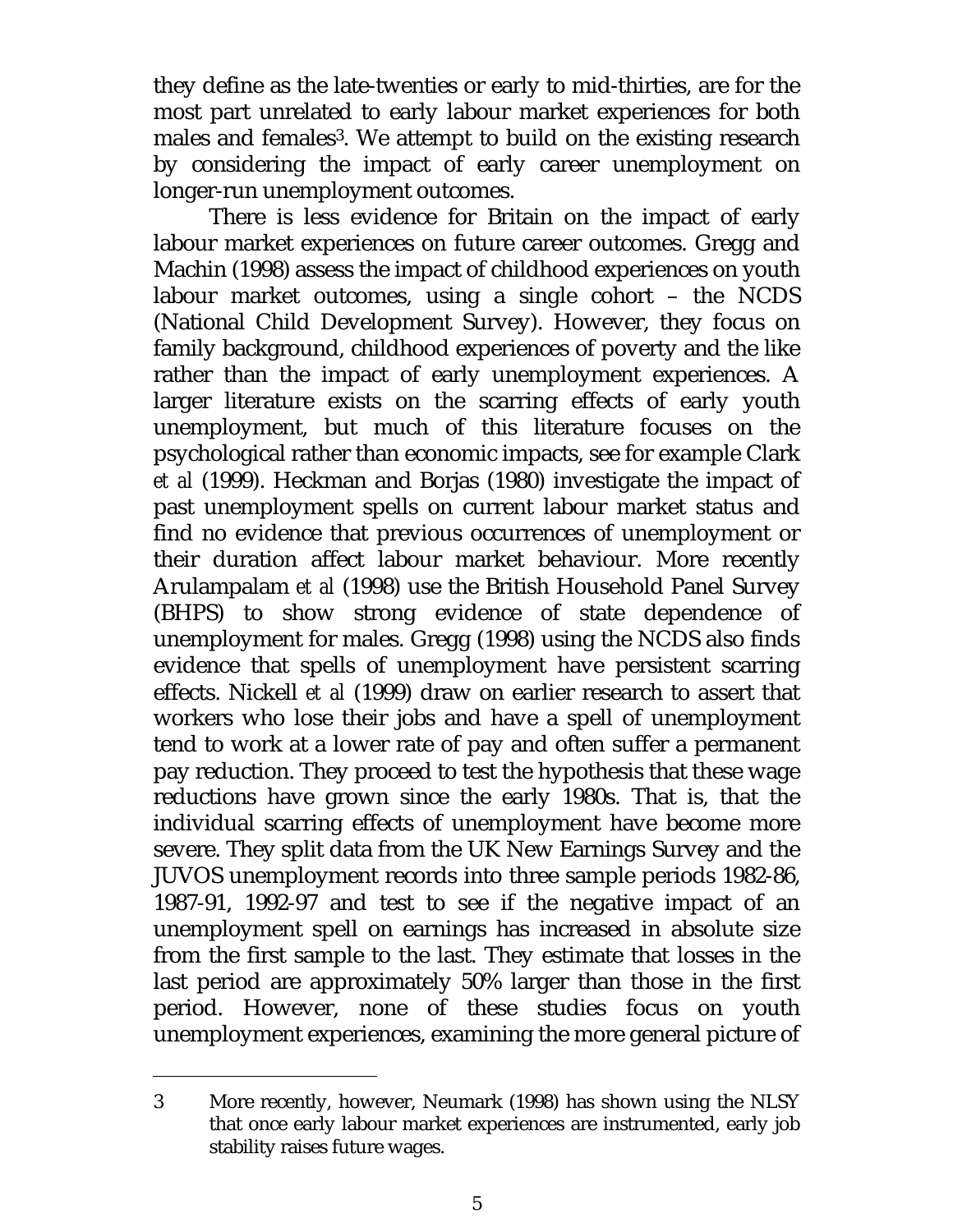they define as the late-twenties or early to mid-thirties, are for the most part unrelated to early labour market experiences for both males and females[3]. We attempt to build on the existing research by considering the impact of early career unemployment on longer-run unemployment outcomes.

There is less evidence for Britain on the impact of early labour market experiences on future career outcomes. Gregg and Machin (1998) assess the impact of childhood experiences on youth labour market outcomes, using a single cohort – the NCDS (National Child Development Survey). However, they focus on family background, childhood experiences of poverty and the like rather than the impact of early unemployment experiences. A larger literature exists on the scarring effects of early youth unemployment, but much of this literature focuses on the psychological rather than economic impacts, see for example Clark *et al* (1999). Heckman and Borjas (1980) investigate the impact of past unemployment spells on current labour market status and find no evidence that previous occurrences of unemployment or their duration affect labour market behaviour. More recently Arulampalam *et al* (1998) use the British Household Panel Survey (BHPS) to show strong evidence of state dependence of unemployment for males. Gregg (1998) using the NCDS also finds evidence that spells of unemployment have persistent scarring effects. Nickell *et al* (1999) draw on earlier research to assert that workers who lose their jobs and have a spell of unemployment tend to work at a lower rate of pay and often suffer a permanent pay reduction. They proceed to test the hypothesis that these wage reductions have grown since the early 1980s. That is, that the individual scarring effects of unemployment have become more severe. They split data from the UK New Earnings Survey and the JUVOS unemployment records into three sample periods 1982-86, 1987-91, 1992-97 and test to see if the negative impact of an unemployment spell on earnings has increased in absolute size from the first sample to the last. They estimate that losses in the last period are approximately 50% larger than those in the first period. However, none of these studies focus on youth unemployment experiences, examining the more general picture of

---

[3] More recently, however, Neumark (1998) has shown using the NLSY that once early labour market experiences are instrumented, early job stability raises future wages.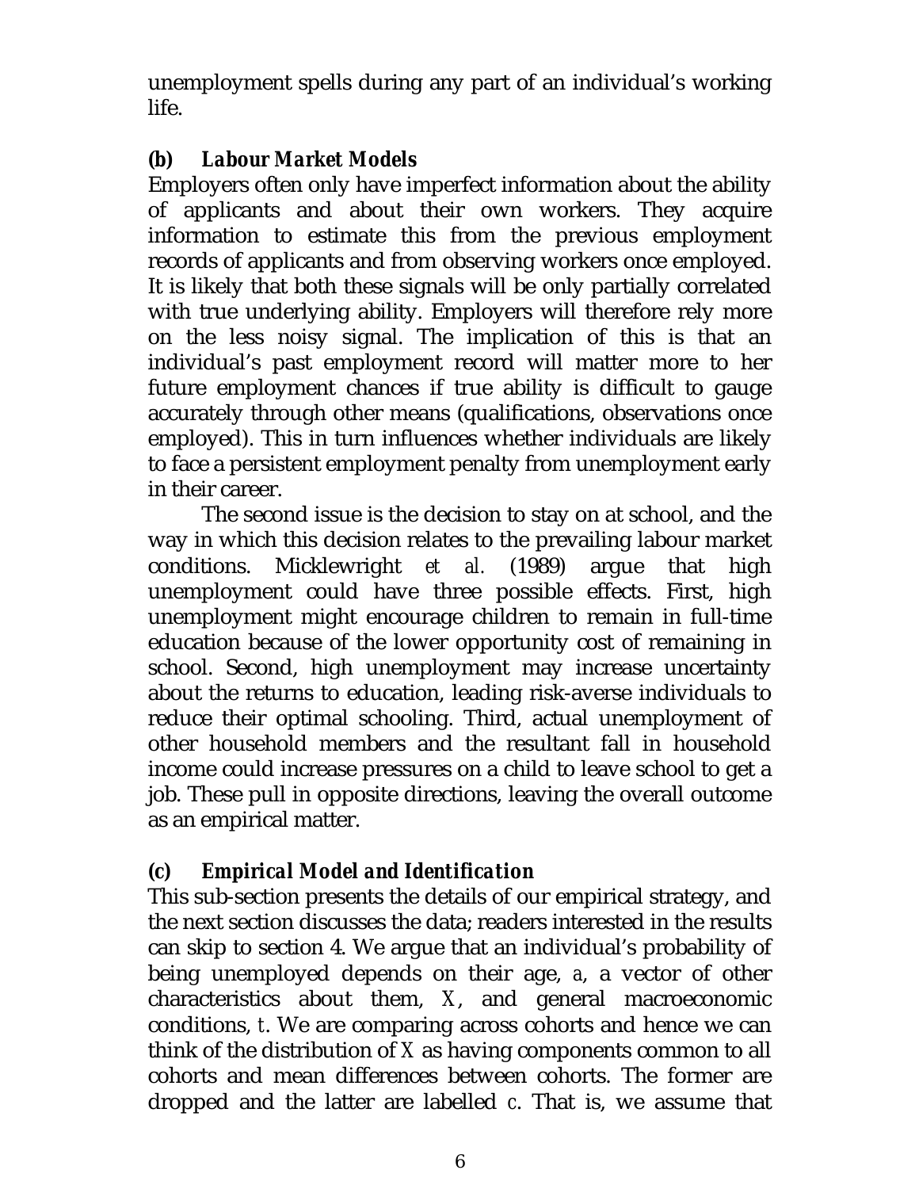unemployment spells during any part of an individual's working life.

### (b) *Labour Market Models*

Employers often only have imperfect information about the ability of applicants and about their own workers. They acquire information to estimate this from the previous employment records of applicants and from observing workers once employed. It is likely that both these signals will be only partially correlated with true underlying ability. Employers will therefore rely more on the less noisy signal. The implication of this is that an individual's past employment record will matter more to her future employment chances if true ability is difficult to gauge accurately through other means (qualifications, observations once employed). This in turn influences whether individuals are likely to face a persistent employment penalty from unemployment early in their career.

The second issue is the decision to stay on at school, and the way in which this decision relates to the prevailing labour market conditions. Micklewright *et al.* (1989) argue that high unemployment could have three possible effects. First, high unemployment might encourage children to remain in full-time education because of the lower opportunity cost of remaining in school. Second, high unemployment may increase uncertainty about the returns to education, leading risk-averse individuals to reduce their optimal schooling. Third, actual unemployment of other household members and the resultant fall in household income could increase pressures on a child to leave school to get a job. These pull in opposite directions, leaving the overall outcome as an empirical matter.

### (c) *Empirical Model and Identification*

This sub-section presents the details of our empirical strategy, and the next section discusses the data; readers interested in the results can skip to section 4. We argue that an individual's probability of being unemployed depends on their age, $a$, a vector of other characteristics about them, $X$, and general macroeconomic conditions, $t$. We are comparing across cohorts and hence we can think of the distribution of $X$ as having components common to all cohorts and mean differences between cohorts. The former are dropped and the latter are labelled $c$. That is, we assume that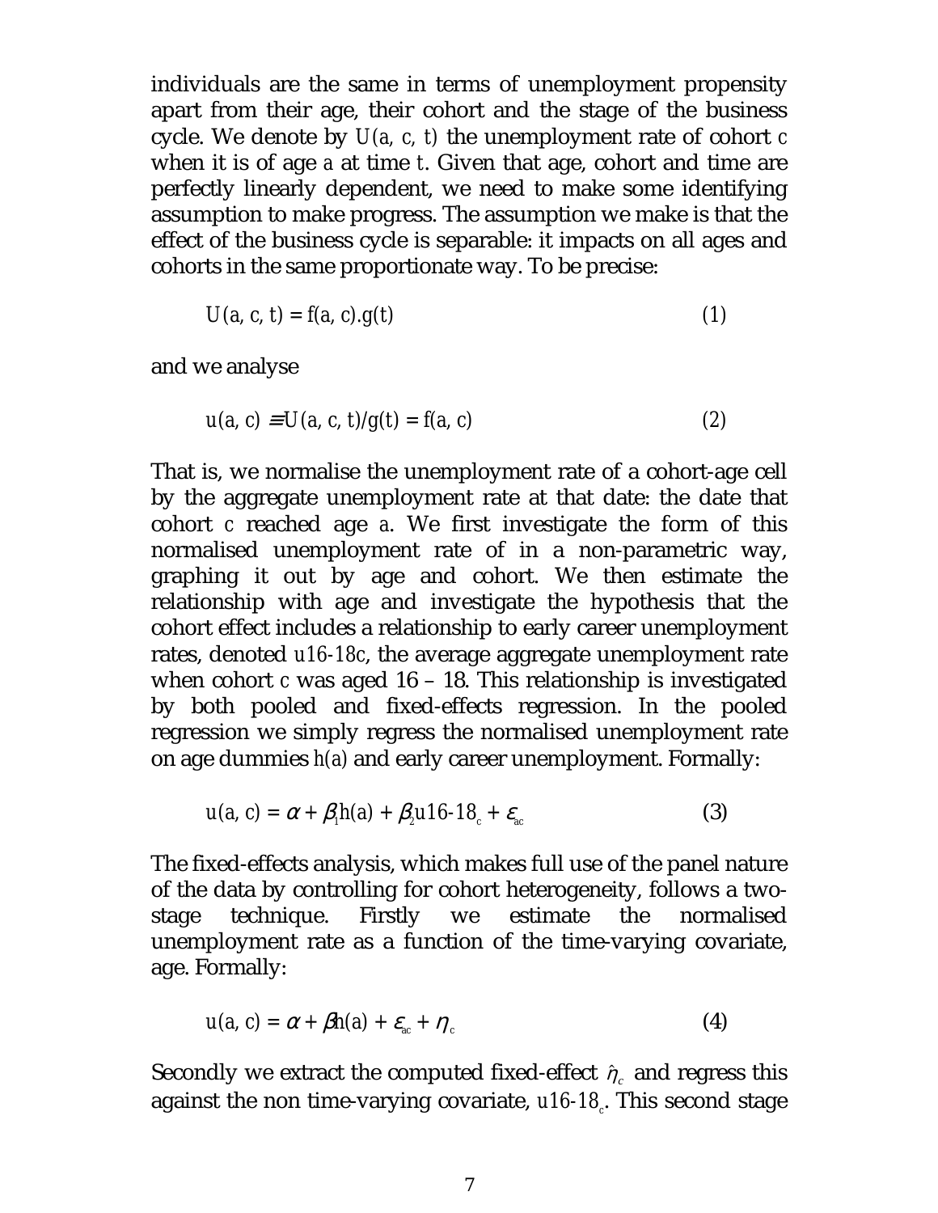individuals are the same in terms of unemployment propensity apart from their age, their cohort and the stage of the business cycle. We denote by $U(a, c, t)$ the unemployment rate of cohort $c$ when it is of age $a$ at time $t$. Given that age, cohort and time are perfectly linearly dependent, we need to make some identifying assumption to make progress. The assumption we make is that the effect of the business cycle is separable: it impacts on all ages and cohorts in the same proportionate way. To be precise:

$$U(a, c, t) = f(a, c).g(t) \tag{1}$$

and we analyse

$$u(a, c) \equiv U(a, c, t)/g(t) = f(a, c) \tag{2}$$

That is, we normalise the unemployment rate of a cohort-age cell by the aggregate unemployment rate at that date: the date that cohort $c$ reached age $a$. We first investigate the form of this normalised unemployment rate of in a non-parametric way, graphing it out by age and cohort. We then estimate the relationship with age and investigate the hypothesis that the cohort effect includes a relationship to early career unemployment rates, denoted $u16\text{-}18c$, the average aggregate unemployment rate when cohort $c$ was aged 16 – 18. This relationship is investigated by both pooled and fixed-effects regression. In the pooled regression we simply regress the normalised unemployment rate on age dummies $h(a)$ and early career unemployment. Formally:

$$u(a, c) = \alpha + \beta_1 h(a) + \beta_2 u16\text{-}18_c + \varepsilon_{ac} \tag{3}$$

The fixed-effects analysis, which makes full use of the panel nature of the data by controlling for cohort heterogeneity, follows a two-stage technique. Firstly we estimate the normalised unemployment rate as a function of the time-varying covariate, age. Formally:

$$u(a, c) = \alpha + \beta h(a) + \varepsilon_{ac} + \eta_c \tag{4}$$

Secondly we extract the computed fixed-effect $\hat{\eta}_c$ and regress this against the non time-varying covariate, $u16\text{-}18_c$. This second stage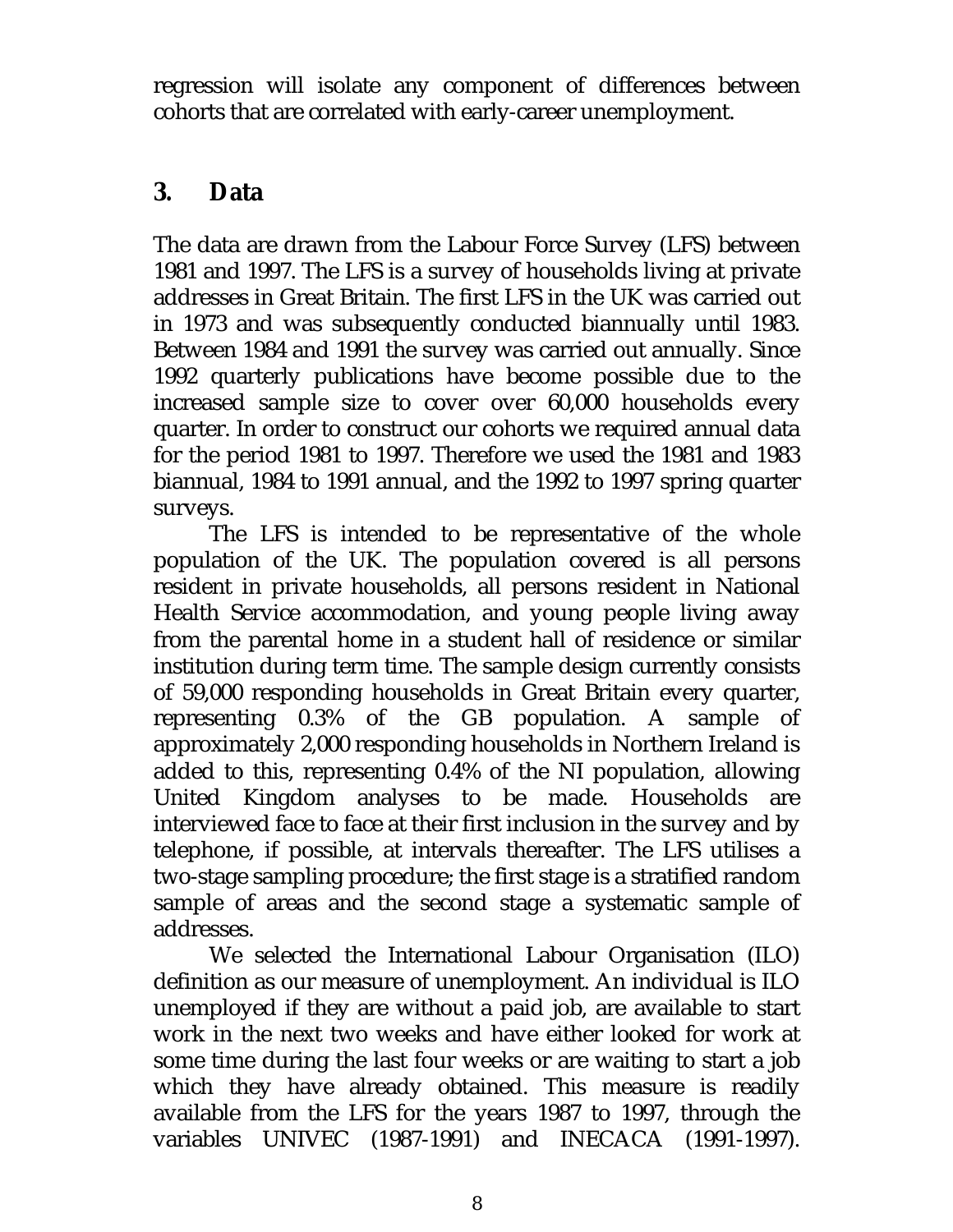regression will isolate any component of differences between cohorts that are correlated with early-career unemployment.

## 3. Data

The data are drawn from the Labour Force Survey (LFS) between 1981 and 1997. The LFS is a survey of households living at private addresses in Great Britain. The first LFS in the UK was carried out in 1973 and was subsequently conducted biannually until 1983. Between 1984 and 1991 the survey was carried out annually. Since 1992 quarterly publications have become possible due to the increased sample size to cover over 60,000 households every quarter. In order to construct our cohorts we required annual data for the period 1981 to 1997. Therefore we used the 1981 and 1983 biannual, 1984 to 1991 annual, and the 1992 to 1997 spring quarter surveys.

The LFS is intended to be representative of the whole population of the UK. The population covered is all persons resident in private households, all persons resident in National Health Service accommodation, and young people living away from the parental home in a student hall of residence or similar institution during term time. The sample design currently consists of 59,000 responding households in Great Britain every quarter, representing 0.3% of the GB population. A sample of approximately 2,000 responding households in Northern Ireland is added to this, representing 0.4% of the NI population, allowing United Kingdom analyses to be made. Households are interviewed face to face at their first inclusion in the survey and by telephone, if possible, at intervals thereafter. The LFS utilises a two-stage sampling procedure; the first stage is a stratified random sample of areas and the second stage a systematic sample of addresses.

We selected the International Labour Organisation (ILO) definition as our measure of unemployment. An individual is ILO unemployed if they are without a paid job, are available to start work in the next two weeks and have either looked for work at some time during the last four weeks or are waiting to start a job which they have already obtained. This measure is readily available from the LFS for the years 1987 to 1997, through the variables UNIVEC (1987-1991) and INECACA (1991-1997).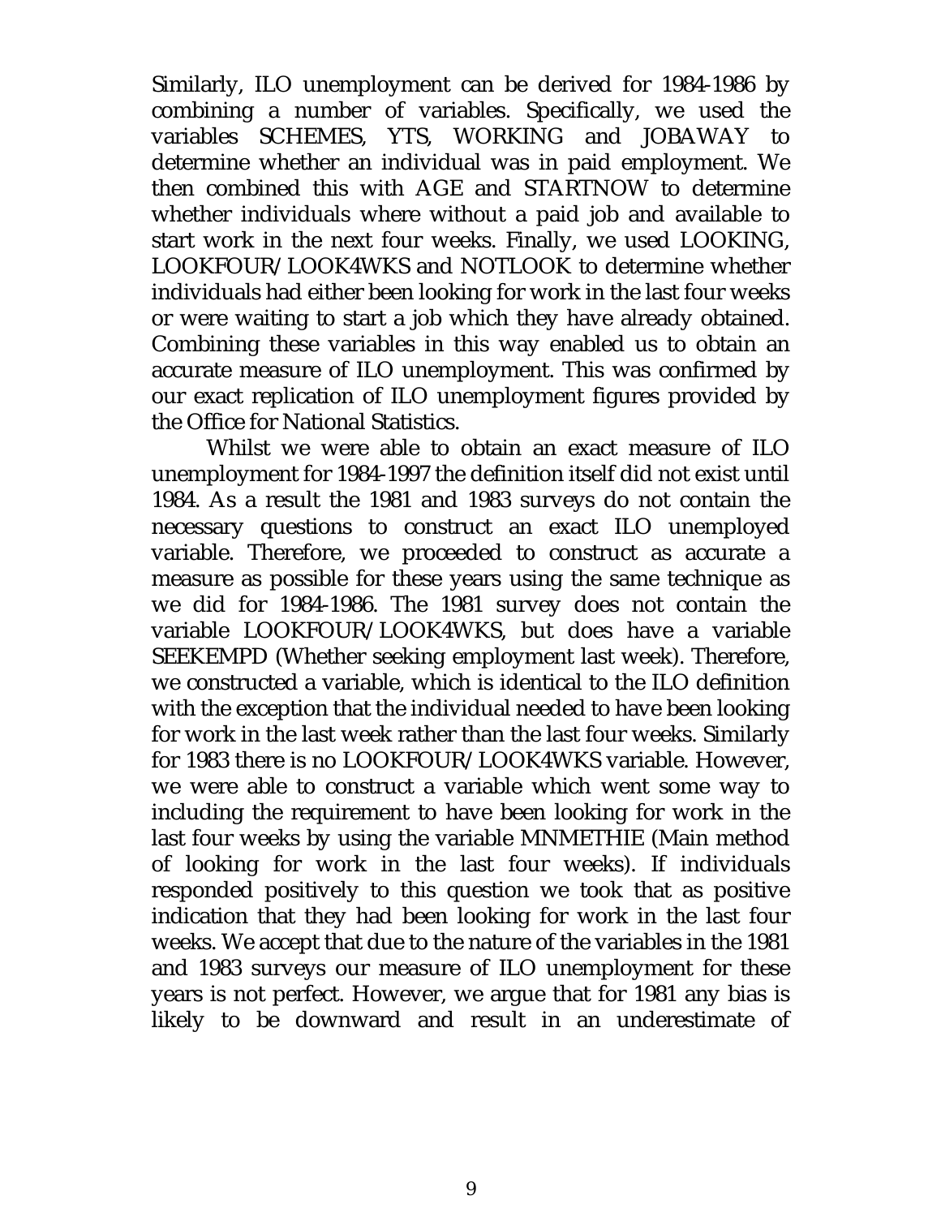Similarly, ILO unemployment can be derived for 1984-1986 by combining a number of variables. Specifically, we used the variables SCHEMES, YTS, WORKING and JOBAWAY to determine whether an individual was in paid employment. We then combined this with AGE and STARTNOW to determine whether individuals where without a paid job and available to start work in the next four weeks. Finally, we used LOOKING, LOOKFOUR/LOOK4WKS and NOTLOOK to determine whether individuals had either been looking for work in the last four weeks or were waiting to start a job which they have already obtained. Combining these variables in this way enabled us to obtain an accurate measure of ILO unemployment. This was confirmed by our exact replication of ILO unemployment figures provided by the Office for National Statistics.

Whilst we were able to obtain an exact measure of ILO unemployment for 1984-1997 the definition itself did not exist until 1984. As a result the 1981 and 1983 surveys do not contain the necessary questions to construct an exact ILO unemployed variable. Therefore, we proceeded to construct as accurate a measure as possible for these years using the same technique as we did for 1984-1986. The 1981 survey does not contain the variable LOOKFOUR/LOOK4WKS, but does have a variable SEEKEMPD (Whether seeking employment last week). Therefore, we constructed a variable, which is identical to the ILO definition with the exception that the individual needed to have been looking for work in the last week rather than the last four weeks. Similarly for 1983 there is no LOOKFOUR/LOOK4WKS variable. However, we were able to construct a variable which went some way to including the requirement to have been looking for work in the last four weeks by using the variable MNMETHIE (Main method of looking for work in the last four weeks). If individuals responded positively to this question we took that as positive indication that they had been looking for work in the last four weeks. We accept that due to the nature of the variables in the 1981 and 1983 surveys our measure of ILO unemployment for these years is not perfect. However, we argue that for 1981 any bias is likely to be downward and result in an underestimate of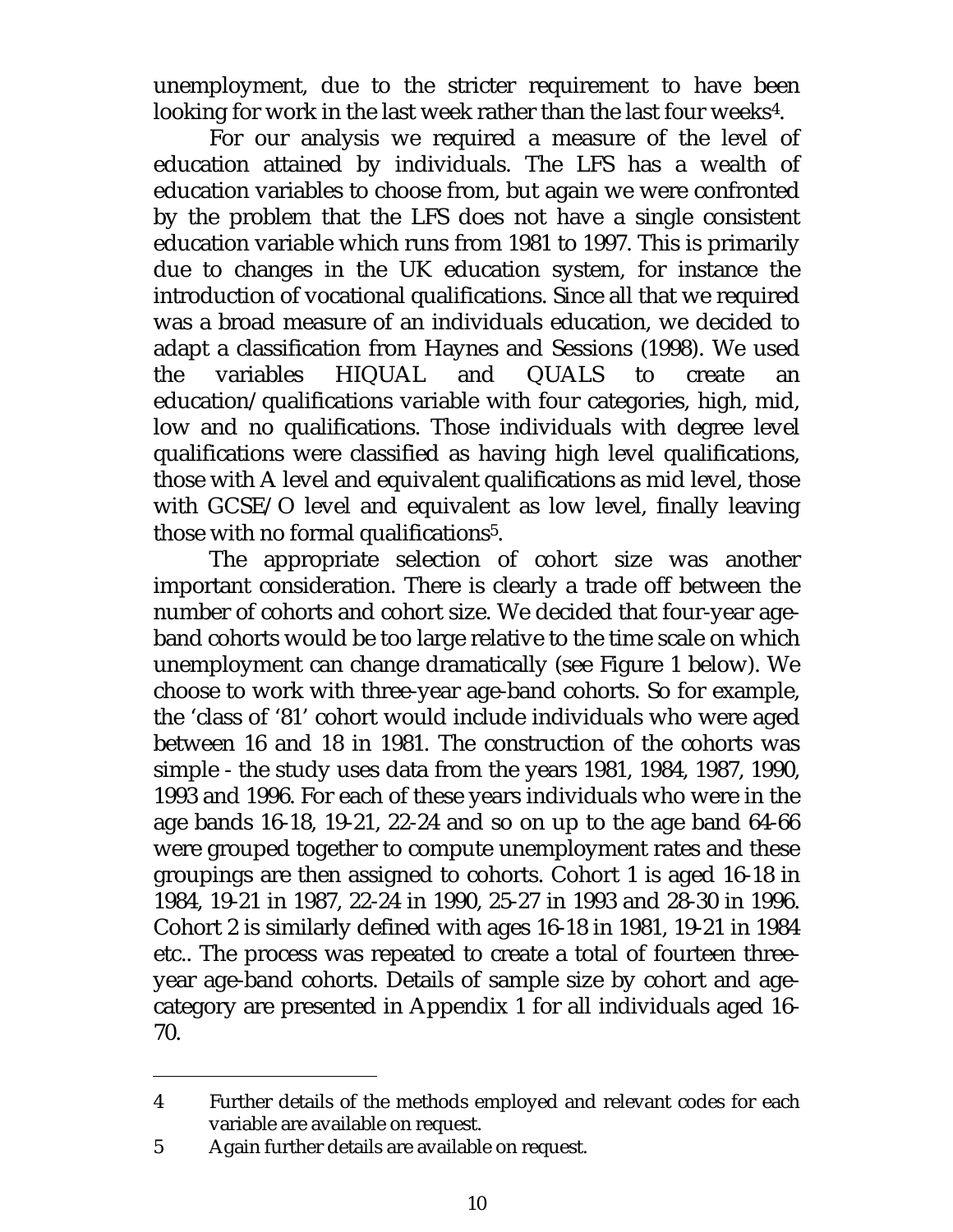unemployment, due to the stricter requirement to have been looking for work in the last week rather than the last four weeks[4].

For our analysis we required a measure of the level of education attained by individuals. The LFS has a wealth of education variables to choose from, but again we were confronted by the problem that the LFS does not have a single consistent education variable which runs from 1981 to 1997. This is primarily due to changes in the UK education system, for instance the introduction of vocational qualifications. Since all that we required was a broad measure of an individuals education, we decided to adapt a classification from Haynes and Sessions (1998). We used the variables HIQUAL and QUALS to create an education/qualifications variable with four categories, high, mid, low and no qualifications. Those individuals with degree level qualifications were classified as having high level qualifications, those with A level and equivalent qualifications as mid level, those with GCSE/O level and equivalent as low level, finally leaving those with no formal qualifications[5].

The appropriate selection of cohort size was another important consideration. There is clearly a trade off between the number of cohorts and cohort size. We decided that four-year age-band cohorts would be too large relative to the time scale on which unemployment can change dramatically (see Figure 1 below). We choose to work with three-year age-band cohorts. So for example, the 'class of '81' cohort would include individuals who were aged between 16 and 18 in 1981. The construction of the cohorts was simple - the study uses data from the years 1981, 1984, 1987, 1990, 1993 and 1996. For each of these years individuals who were in the age bands 16-18, 19-21, 22-24 and so on up to the age band 64-66 were grouped together to compute unemployment rates and these groupings are then assigned to cohorts. Cohort 1 is aged 16-18 in 1984, 19-21 in 1987, 22-24 in 1990, 25-27 in 1993 and 28-30 in 1996. Cohort 2 is similarly defined with ages 16-18 in 1981, 19-21 in 1984 etc.. The process was repeated to create a total of fourteen three-year age-band cohorts. Details of sample size by cohort and age-category are presented in Appendix 1 for all individuals aged 16-70.

---

4 Further details of the methods employed and relevant codes for each variable are available on request.

5 Again further details are available on request.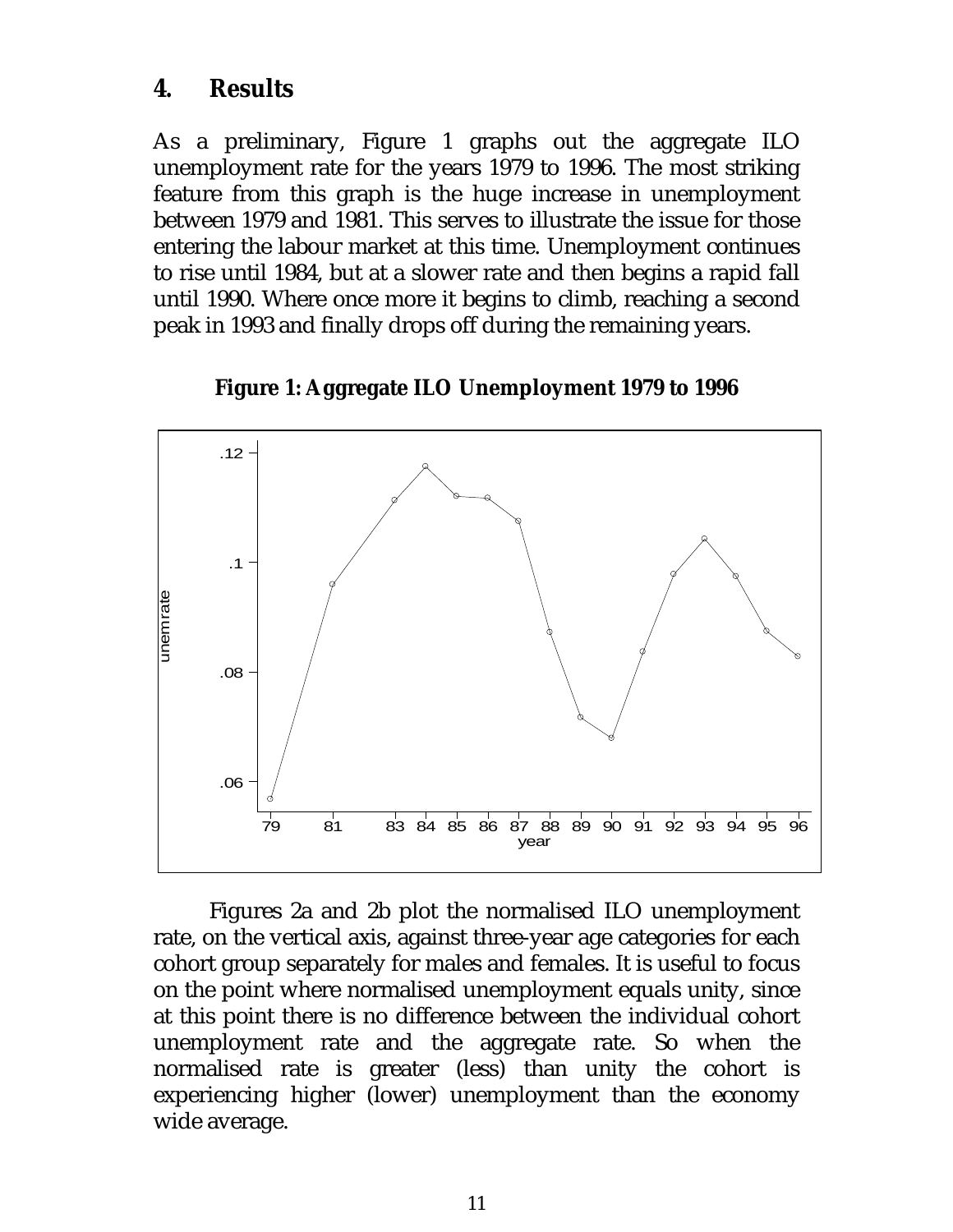## 4. Results

As a preliminary, Figure 1 graphs out the aggregate ILO unemployment rate for the years 1979 to 1996. The most striking feature from this graph is the huge increase in unemployment between 1979 and 1981. This serves to illustrate the issue for those entering the labour market at this time. Unemployment continues to rise until 1984, but at a slower rate and then begins a rapid fall until 1990. Where once more it begins to climb, reaching a second peak in 1993 and finally drops off during the remaining years.

**Figure 1: Aggregate ILO Unemployment 1979 to 1996**

Figures 2a and 2b plot the normalised ILO unemployment rate, on the vertical axis, against three-year age categories for each cohort group separately for males and females. It is useful to focus on the point where normalised unemployment equals unity, since at this point there is no difference between the individual cohort unemployment rate and the aggregate rate. So when the normalised rate is greater (less) than unity the cohort is experiencing higher (lower) unemployment than the economy wide average.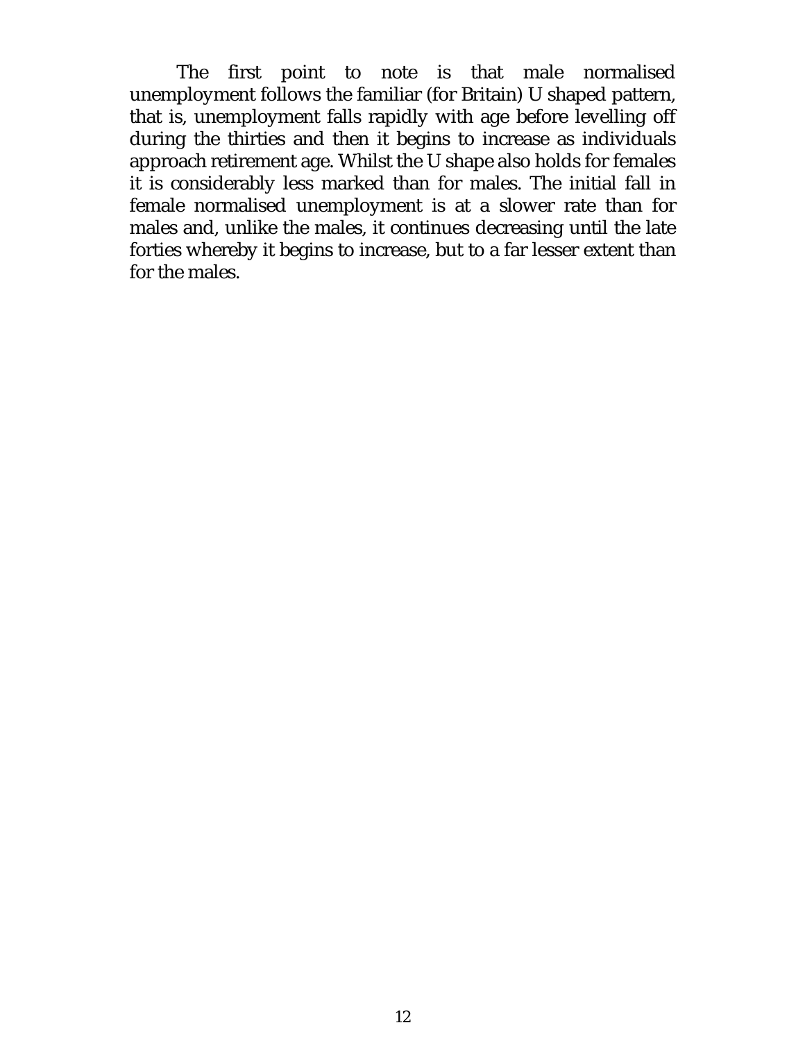The first point to note is that male normalised unemployment follows the familiar (for Britain) U shaped pattern, that is, unemployment falls rapidly with age before levelling off during the thirties and then it begins to increase as individuals approach retirement age. Whilst the U shape also holds for females it is considerably less marked than for males. The initial fall in female normalised unemployment is at a slower rate than for males and, unlike the males, it continues decreasing until the late forties whereby it begins to increase, but to a far lesser extent than for the males.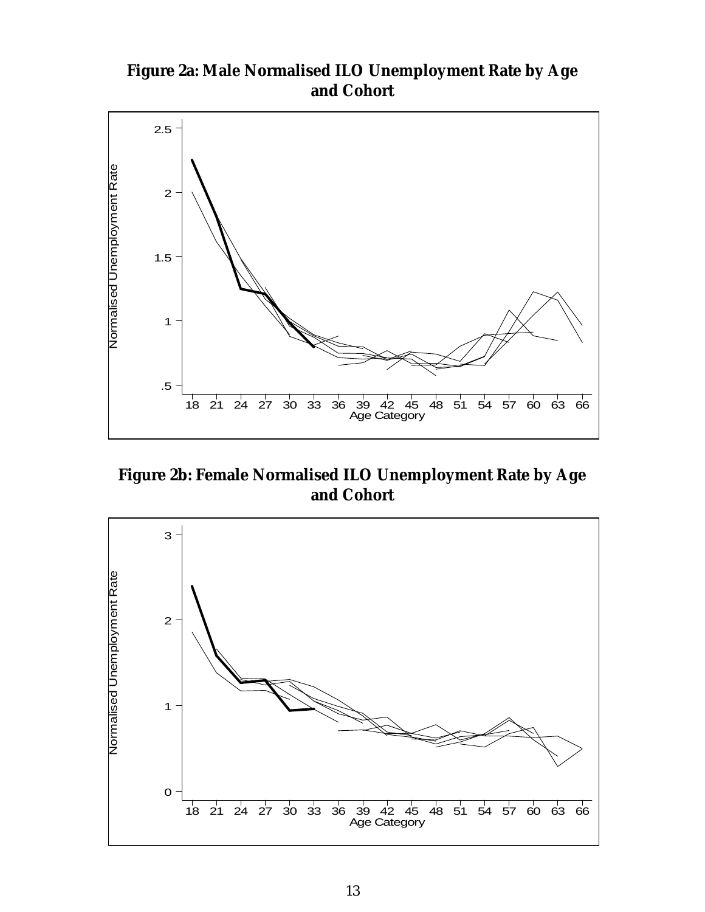**Figure 2a: Male Normalised ILO Unemployment Rate by Age and Cohort**

**Figure 2b: Female Normalised ILO Unemployment Rate by Age and Cohort**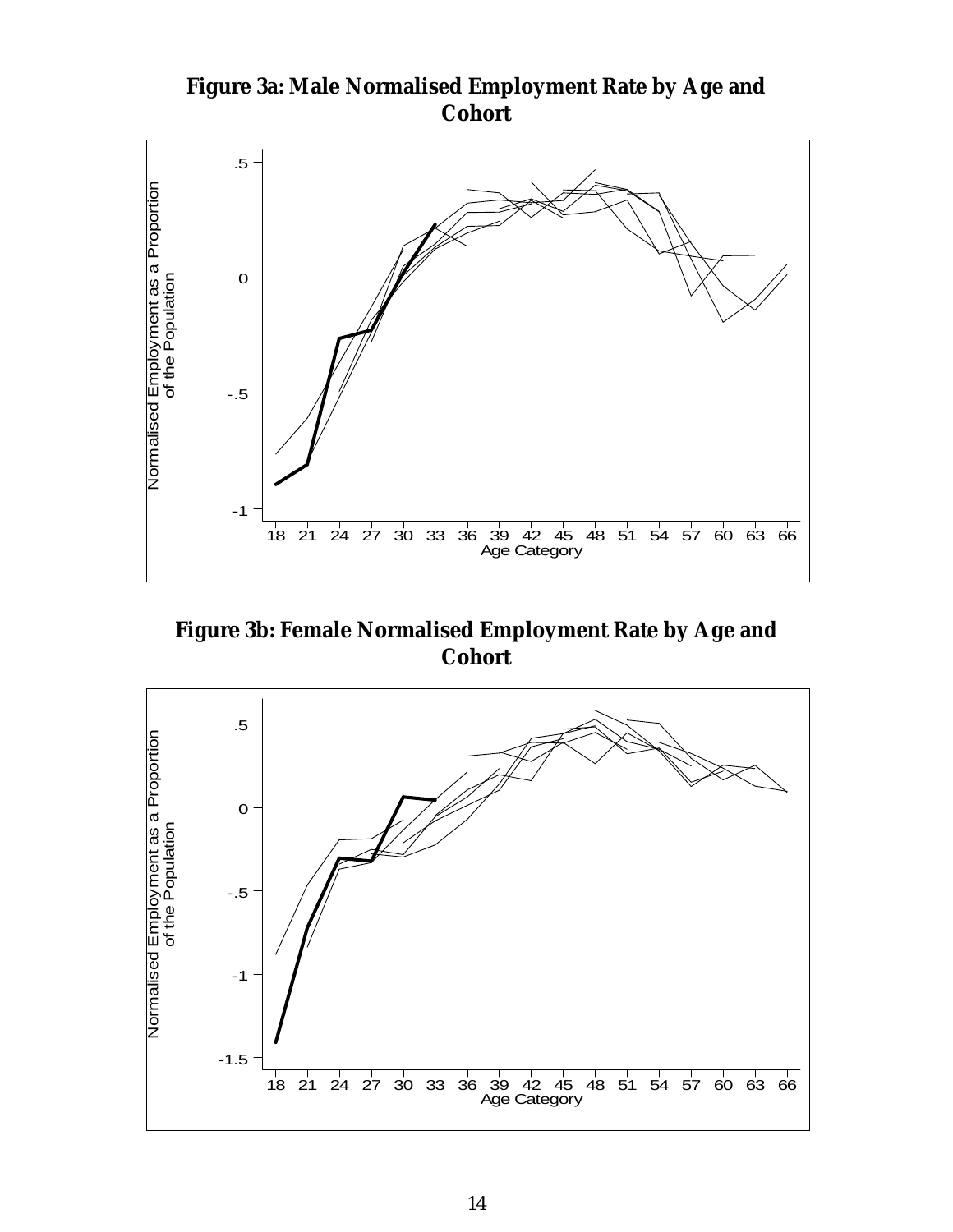**Figure 3a: Male Normalised Employment Rate by Age and Cohort**

**Figure 3b: Female Normalised Employment Rate by Age and Cohort**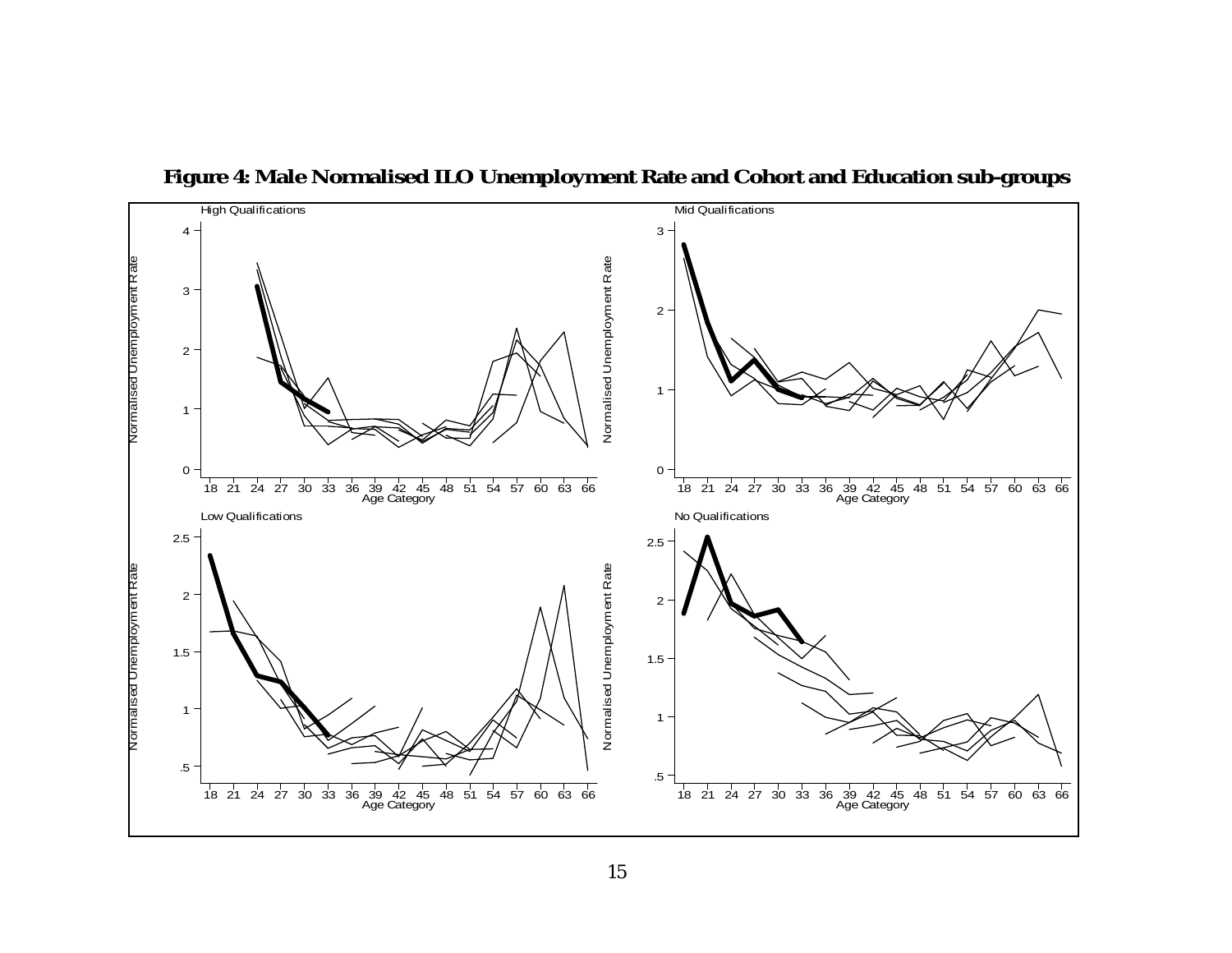**Figure 4: Male Normalised ILO Unemployment Rate and Cohort and Education sub-groups**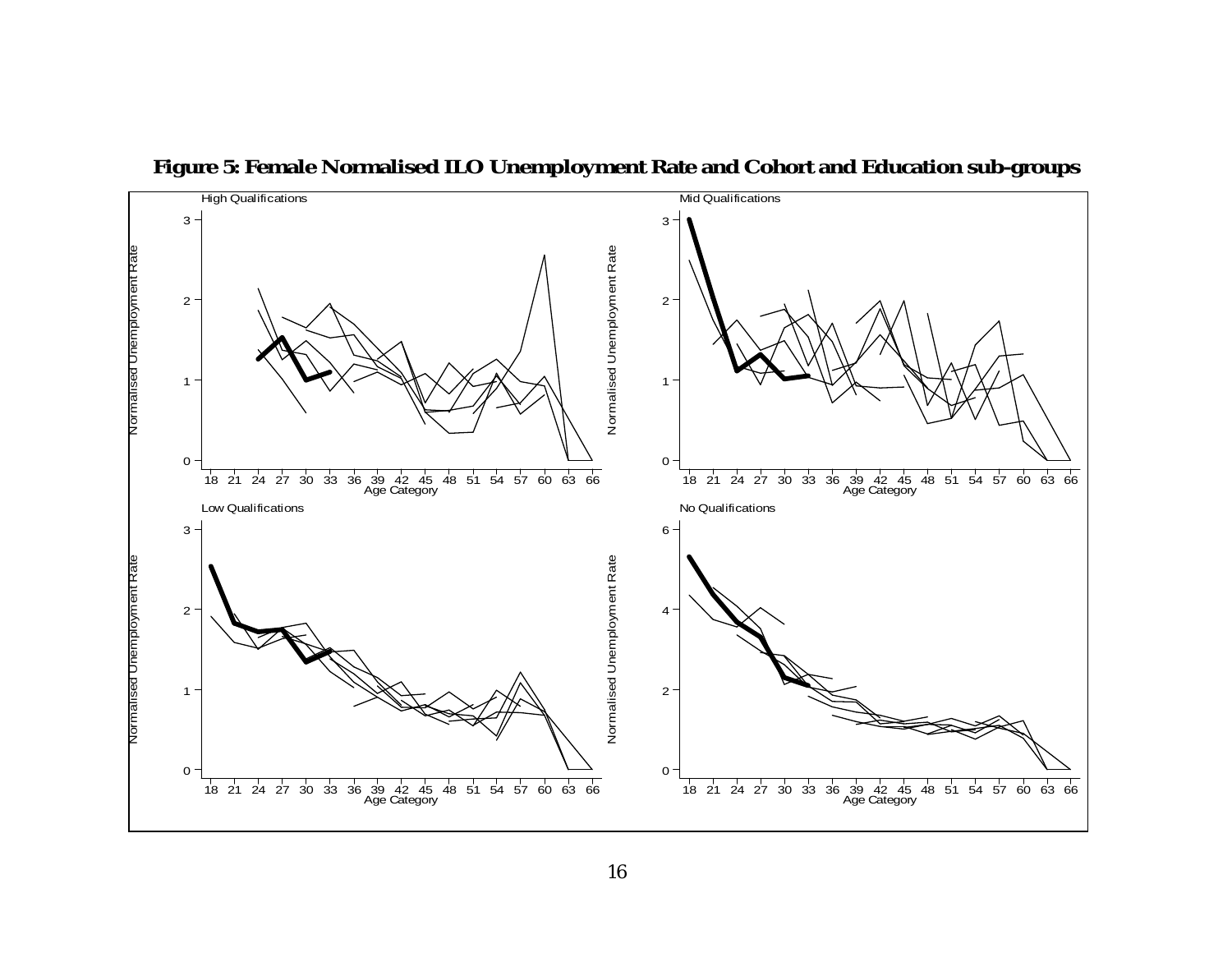**Figure 5: Female Normalised ILO Unemployment Rate and Cohort and Education sub-groups**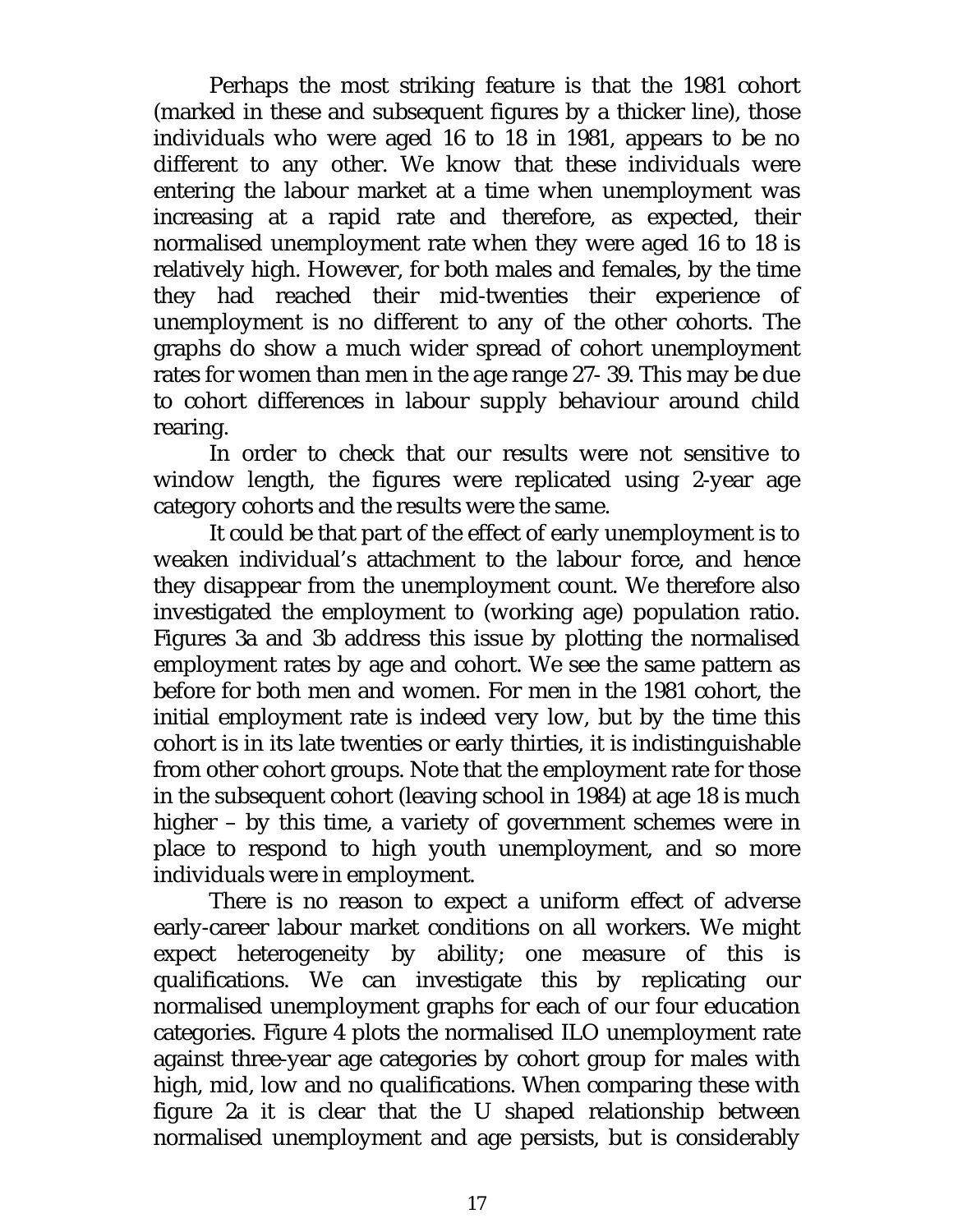Perhaps the most striking feature is that the 1981 cohort (marked in these and subsequent figures by a thicker line), those individuals who were aged 16 to 18 in 1981, appears to be no different to any other. We know that these individuals were entering the labour market at a time when unemployment was increasing at a rapid rate and therefore, as expected, their normalised unemployment rate when they were aged 16 to 18 is relatively high. However, for both males and females, by the time they had reached their mid-twenties their experience of unemployment is no different to any of the other cohorts. The graphs do show a much wider spread of cohort unemployment rates for women than men in the age range 27- 39. This may be due to cohort differences in labour supply behaviour around child rearing.

In order to check that our results were not sensitive to window length, the figures were replicated using 2-year age category cohorts and the results were the same.

It could be that part of the effect of early unemployment is to weaken individual's attachment to the labour force, and hence they disappear from the unemployment count. We therefore also investigated the employment to (working age) population ratio. Figures 3a and 3b address this issue by plotting the normalised employment rates by age and cohort. We see the same pattern as before for both men and women. For men in the 1981 cohort, the initial employment rate is indeed very low, but by the time this cohort is in its late twenties or early thirties, it is indistinguishable from other cohort groups. Note that the employment rate for those in the subsequent cohort (leaving school in 1984) at age 18 is much higher – by this time, a variety of government schemes were in place to respond to high youth unemployment, and so more individuals were in employment.

There is no reason to expect a uniform effect of adverse early-career labour market conditions on all workers. We might expect heterogeneity by ability; one measure of this is qualifications. We can investigate this by replicating our normalised unemployment graphs for each of our four education categories. Figure 4 plots the normalised ILO unemployment rate against three-year age categories by cohort group for males with high, mid, low and no qualifications. When comparing these with figure 2a it is clear that the U shaped relationship between normalised unemployment and age persists, but is considerably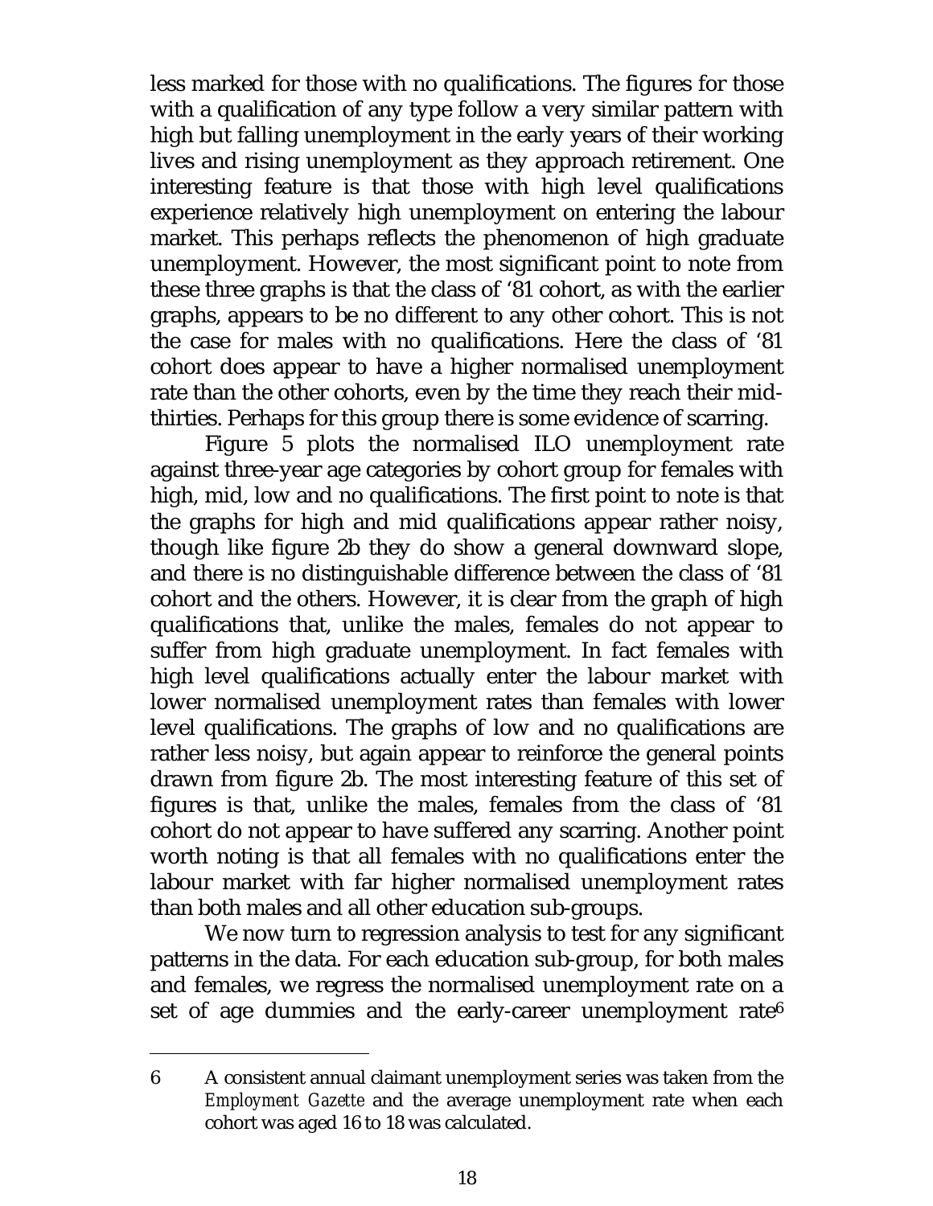less marked for those with no qualifications. The figures for those with a qualification of any type follow a very similar pattern with high but falling unemployment in the early years of their working lives and rising unemployment as they approach retirement. One interesting feature is that those with high level qualifications experience relatively high unemployment on entering the labour market. This perhaps reflects the phenomenon of high graduate unemployment. However, the most significant point to note from these three graphs is that the class of '81 cohort, as with the earlier graphs, appears to be no different to any other cohort. This is not the case for males with no qualifications. Here the class of '81 cohort does appear to have a higher normalised unemployment rate than the other cohorts, even by the time they reach their mid-thirties. Perhaps for this group there is some evidence of scarring.

Figure 5 plots the normalised ILO unemployment rate against three-year age categories by cohort group for females with high, mid, low and no qualifications. The first point to note is that the graphs for high and mid qualifications appear rather noisy, though like figure 2b they do show a general downward slope, and there is no distinguishable difference between the class of '81 cohort and the others. However, it is clear from the graph of high qualifications that, unlike the males, females do not appear to suffer from high graduate unemployment. In fact females with high level qualifications actually enter the labour market with lower normalised unemployment rates than females with lower level qualifications. The graphs of low and no qualifications are rather less noisy, but again appear to reinforce the general points drawn from figure 2b. The most interesting feature of this set of figures is that, unlike the males, females from the class of '81 cohort do not appear to have suffered any scarring. Another point worth noting is that all females with no qualifications enter the labour market with far higher normalised unemployment rates than both males and all other education sub-groups.

We now turn to regression analysis to test for any significant patterns in the data. For each education sub-group, for both males and females, we regress the normalised unemployment rate on a set of age dummies and the early-career unemployment rate[6]

---

6 A consistent annual claimant unemployment series was taken from the *Employment Gazette* and the average unemployment rate when each cohort was aged 16 to 18 was calculated.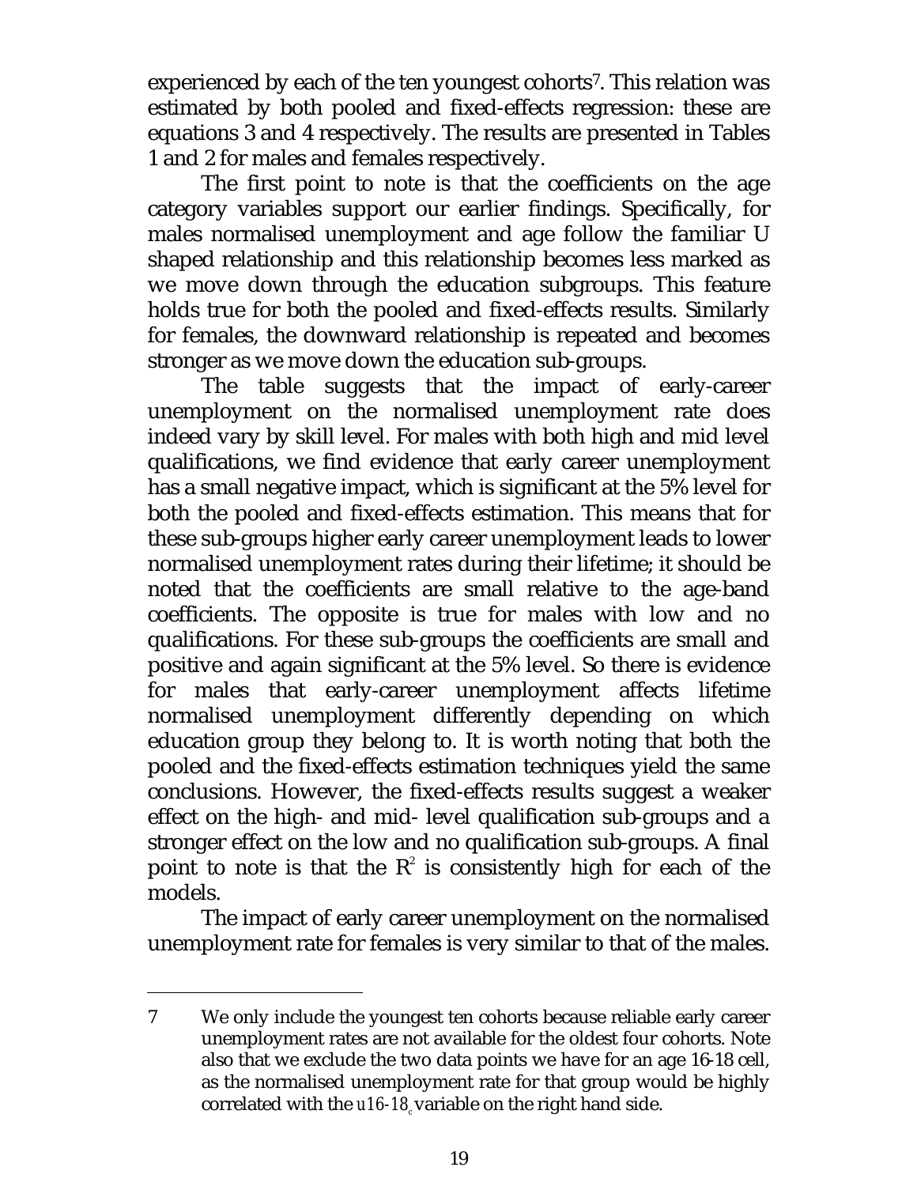experienced by each of the ten youngest cohorts[7]. This relation was estimated by both pooled and fixed-effects regression: these are equations 3 and 4 respectively. The results are presented in Tables 1 and 2 for males and females respectively.

The first point to note is that the coefficients on the age category variables support our earlier findings. Specifically, for males normalised unemployment and age follow the familiar U shaped relationship and this relationship becomes less marked as we move down through the education subgroups. This feature holds true for both the pooled and fixed-effects results. Similarly for females, the downward relationship is repeated and becomes stronger as we move down the education sub-groups.

The table suggests that the impact of early-career unemployment on the normalised unemployment rate does indeed vary by skill level. For males with both high and mid level qualifications, we find evidence that early career unemployment has a small negative impact, which is significant at the 5% level for both the pooled and fixed-effects estimation. This means that for these sub-groups higher early career unemployment leads to lower normalised unemployment rates during their lifetime; it should be noted that the coefficients are small relative to the age-band coefficients. The opposite is true for males with low and no qualifications. For these sub-groups the coefficients are small and positive and again significant at the 5% level. So there is evidence for males that early-career unemployment affects lifetime normalised unemployment differently depending on which education group they belong to. It is worth noting that both the pooled and the fixed-effects estimation techniques yield the same conclusions. However, the fixed-effects results suggest a weaker effect on the high- and mid- level qualification sub-groups and a stronger effect on the low and no qualification sub-groups. A final point to note is that the $R^2$ is consistently high for each of the models.

The impact of early career unemployment on the normalised unemployment rate for females is very similar to that of the males.

---

7 We only include the youngest ten cohorts because reliable early career unemployment rates are not available for the oldest four cohorts. Note also that we exclude the two data points we have for an age 16-18 cell, as the normalised unemployment rate for that group would be highly correlated with the $u16\text{-}18_c$ variable on the right hand side.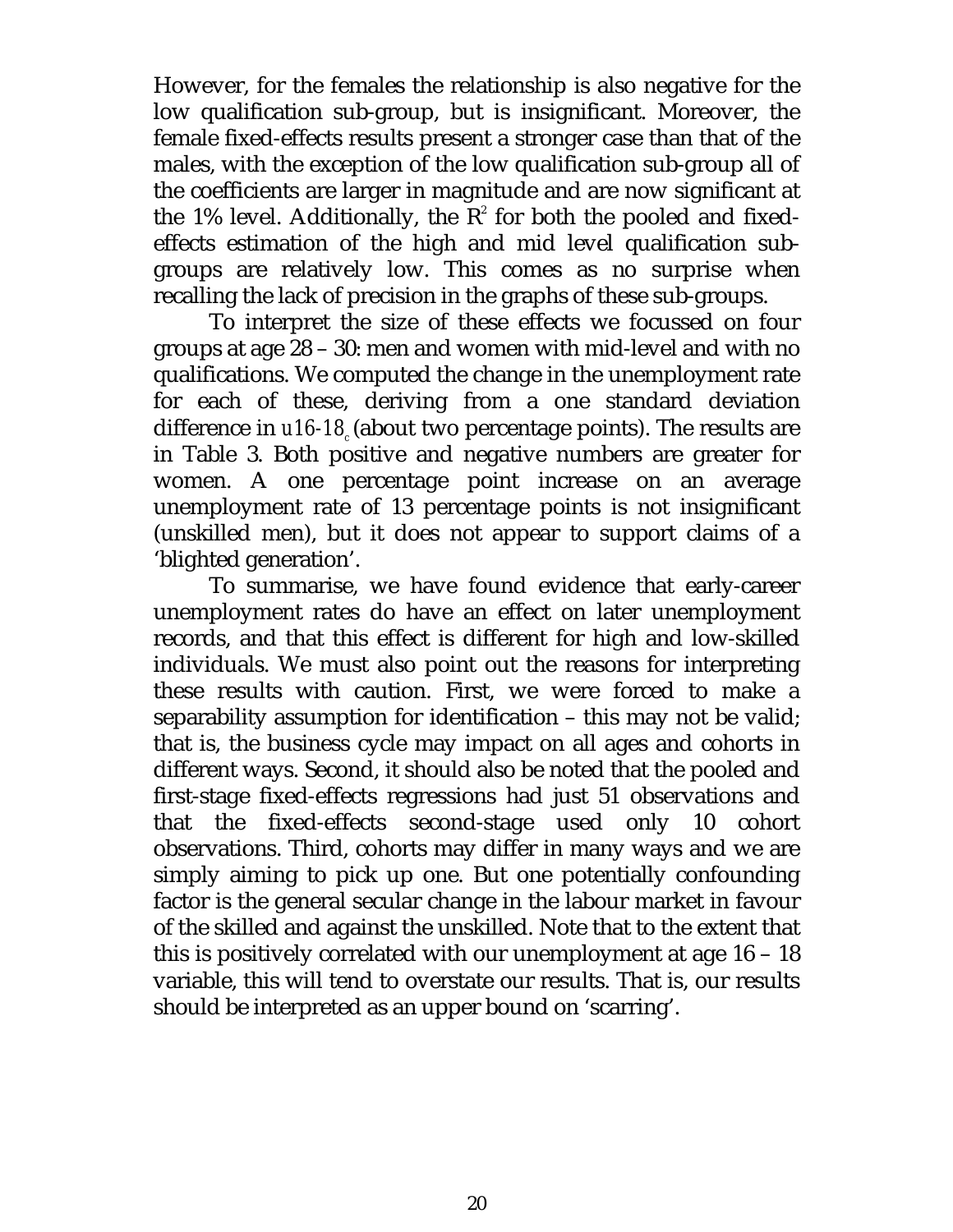However, for the females the relationship is also negative for the low qualification sub-group, but is insignificant. Moreover, the female fixed-effects results present a stronger case than that of the males, with the exception of the low qualification sub-group all of the coefficients are larger in magnitude and are now significant at the 1% level. Additionally, the $R^2$ for both the pooled and fixed-effects estimation of the high and mid level qualification sub-groups are relatively low. This comes as no surprise when recalling the lack of precision in the graphs of these sub-groups.

To interpret the size of these effects we focussed on four groups at age 28 – 30: men and women with mid-level and with no qualifications. We computed the change in the unemployment rate for each of these, deriving from a one standard deviation difference in $u16\text{-}18_c$ (about two percentage points). The results are in Table 3. Both positive and negative numbers are greater for women. A one percentage point increase on an average unemployment rate of 13 percentage points is not insignificant (unskilled men), but it does not appear to support claims of a 'blighted generation'.

To summarise, we have found evidence that early-career unemployment rates do have an effect on later unemployment records, and that this effect is different for high and low-skilled individuals. We must also point out the reasons for interpreting these results with caution. First, we were forced to make a separability assumption for identification – this may not be valid; that is, the business cycle may impact on all ages and cohorts in different ways. Second, it should also be noted that the pooled and first-stage fixed-effects regressions had just 51 observations and that the fixed-effects second-stage used only 10 cohort observations. Third, cohorts may differ in many ways and we are simply aiming to pick up one. But one potentially confounding factor is the general secular change in the labour market in favour of the skilled and against the unskilled. Note that to the extent that this is positively correlated with our unemployment at age 16 – 18 variable, this will tend to overstate our results. That is, our results should be interpreted as an upper bound on 'scarring'.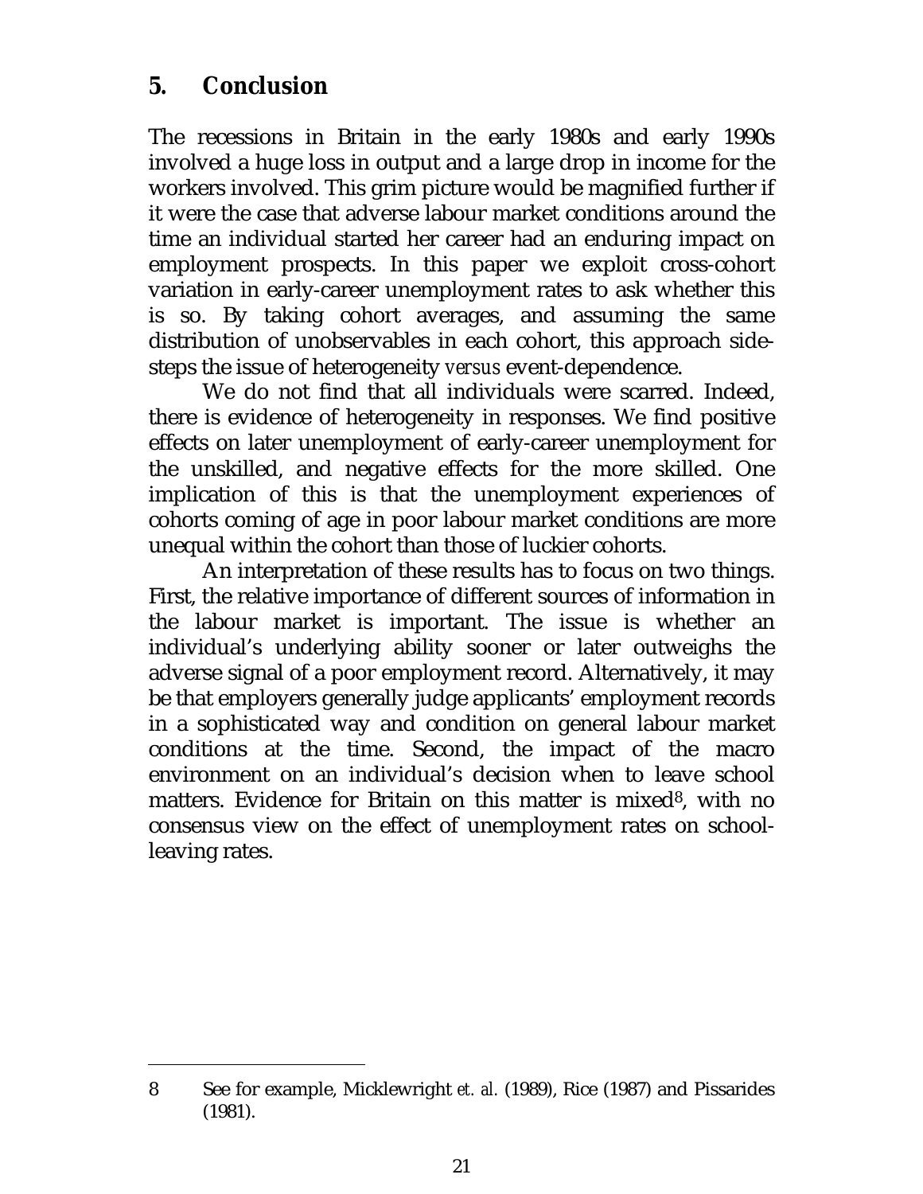## 5. Conclusion

The recessions in Britain in the early 1980s and early 1990s involved a huge loss in output and a large drop in income for the workers involved. This grim picture would be magnified further if it were the case that adverse labour market conditions around the time an individual started her career had an enduring impact on employment prospects. In this paper we exploit cross-cohort variation in early-career unemployment rates to ask whether this is so. By taking cohort averages, and assuming the same distribution of unobservables in each cohort, this approach side-steps the issue of heterogeneity *versus* event-dependence.

We do not find that all individuals were scarred. Indeed, there is evidence of heterogeneity in responses. We find positive effects on later unemployment of early-career unemployment for the unskilled, and negative effects for the more skilled. One implication of this is that the unemployment experiences of cohorts coming of age in poor labour market conditions are more unequal within the cohort than those of luckier cohorts.

An interpretation of these results has to focus on two things. First, the relative importance of different sources of information in the labour market is important. The issue is whether an individual's underlying ability sooner or later outweighs the adverse signal of a poor employment record. Alternatively, it may be that employers generally judge applicants' employment records in a sophisticated way and condition on general labour market conditions at the time. Second, the impact of the macro environment on an individual's decision when to leave school matters. Evidence for Britain on this matter is mixed[8], with no consensus view on the effect of unemployment rates on school-leaving rates.

---

8 See for example, Micklewright *et. al.* (1989), Rice (1987) and Pissarides (1981).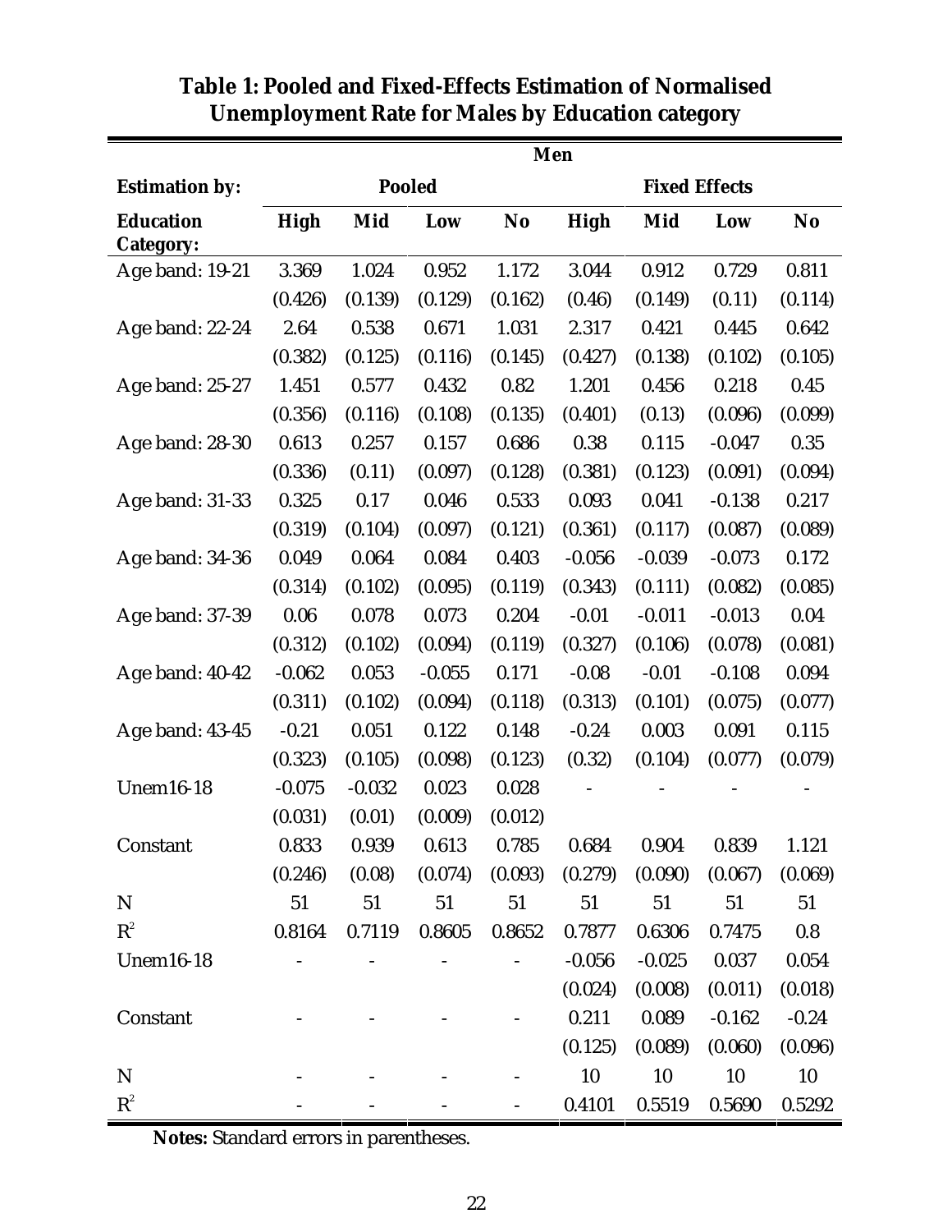**Table 1: Pooled and Fixed-Effects Estimation of Normalised Unemployment Rate for Males by Education category**

| | Men | | | | | | | |
|---|---|---|---|---|---|---|---|---|
| **Estimation by:** | **Pooled** | | | | **Fixed Effects** | | | |
| **Education Category:** | **High** | **Mid** | **Low** | **No** | **High** | **Mid** | **Low** | **No** |
| Age band: 19-21 | 3.369 | 1.024 | 0.952 | 1.172 | 3.044 | 0.912 | 0.729 | 0.811 |
| | (0.426) | (0.139) | (0.129) | (0.162) | (0.46) | (0.149) | (0.11) | (0.114) |
| Age band: 22-24 | 2.64 | 0.538 | 0.671 | 1.031 | 2.317 | 0.421 | 0.445 | 0.642 |
| | (0.382) | (0.125) | (0.116) | (0.145) | (0.427) | (0.138) | (0.102) | (0.105) |
| Age band: 25-27 | 1.451 | 0.577 | 0.432 | 0.82 | 1.201 | 0.456 | 0.218 | 0.45 |
| | (0.356) | (0.116) | (0.108) | (0.135) | (0.401) | (0.13) | (0.096) | (0.099) |
| Age band: 28-30 | 0.613 | 0.257 | 0.157 | 0.686 | 0.38 | 0.115 | -0.047 | 0.35 |
| | (0.336) | (0.11) | (0.097) | (0.128) | (0.381) | (0.123) | (0.091) | (0.094) |
| Age band: 31-33 | 0.325 | 0.17 | 0.046 | 0.533 | 0.093 | 0.041 | -0.138 | 0.217 |
| | (0.319) | (0.104) | (0.097) | (0.121) | (0.361) | (0.117) | (0.087) | (0.089) |
| Age band: 34-36 | 0.049 | 0.064 | 0.084 | 0.403 | -0.056 | -0.039 | -0.073 | 0.172 |
| | (0.314) | (0.102) | (0.095) | (0.119) | (0.343) | (0.111) | (0.082) | (0.085) |
| Age band: 37-39 | 0.06 | 0.078 | 0.073 | 0.204 | -0.01 | -0.011 | -0.013 | 0.04 |
| | (0.312) | (0.102) | (0.094) | (0.119) | (0.327) | (0.106) | (0.078) | (0.081) |
| Age band: 40-42 | -0.062 | 0.053 | -0.055 | 0.171 | -0.08 | -0.01 | -0.108 | 0.094 |
| | (0.311) | (0.102) | (0.094) | (0.118) | (0.313) | (0.101) | (0.075) | (0.077) |
| Age band: 43-45 | -0.21 | 0.051 | 0.122 | 0.148 | -0.24 | 0.003 | 0.091 | 0.115 |
| | (0.323) | (0.105) | (0.098) | (0.123) | (0.32) | (0.104) | (0.077) | (0.079) |
| Unem16-18 | -0.075 | -0.032 | 0.023 | 0.028 | - | - | - | - |
| | (0.031) | (0.01) | (0.009) | (0.012) | | | | |
| Constant | 0.833 | 0.939 | 0.613 | 0.785 | 0.684 | 0.904 | 0.839 | 1.121 |
| | (0.246) | (0.08) | (0.074) | (0.093) | (0.279) | (0.090) | (0.067) | (0.069) |
| N | 51 | 51 | 51 | 51 | 51 | 51 | 51 | 51 |
| $R^2$ | 0.8164 | 0.7119 | 0.8605 | 0.8652 | 0.7877 | 0.6306 | 0.7475 | 0.8 |
| Unem16-18 | - | - | - | - | -0.056 | -0.025 | 0.037 | 0.054 |
| | | | | | (0.024) | (0.008) | (0.011) | (0.018) |
| Constant | - | - | - | - | 0.211 | 0.089 | -0.162 | -0.24 |
| | | | | | (0.125) | (0.089) | (0.060) | (0.096) |
| N | - | - | - | - | 10 | 10 | 10 | 10 |
| $R^2$ | - | - | - | - | 0.4101 | 0.5519 | 0.5690 | 0.5292 |

**Notes:** Standard errors in parentheses.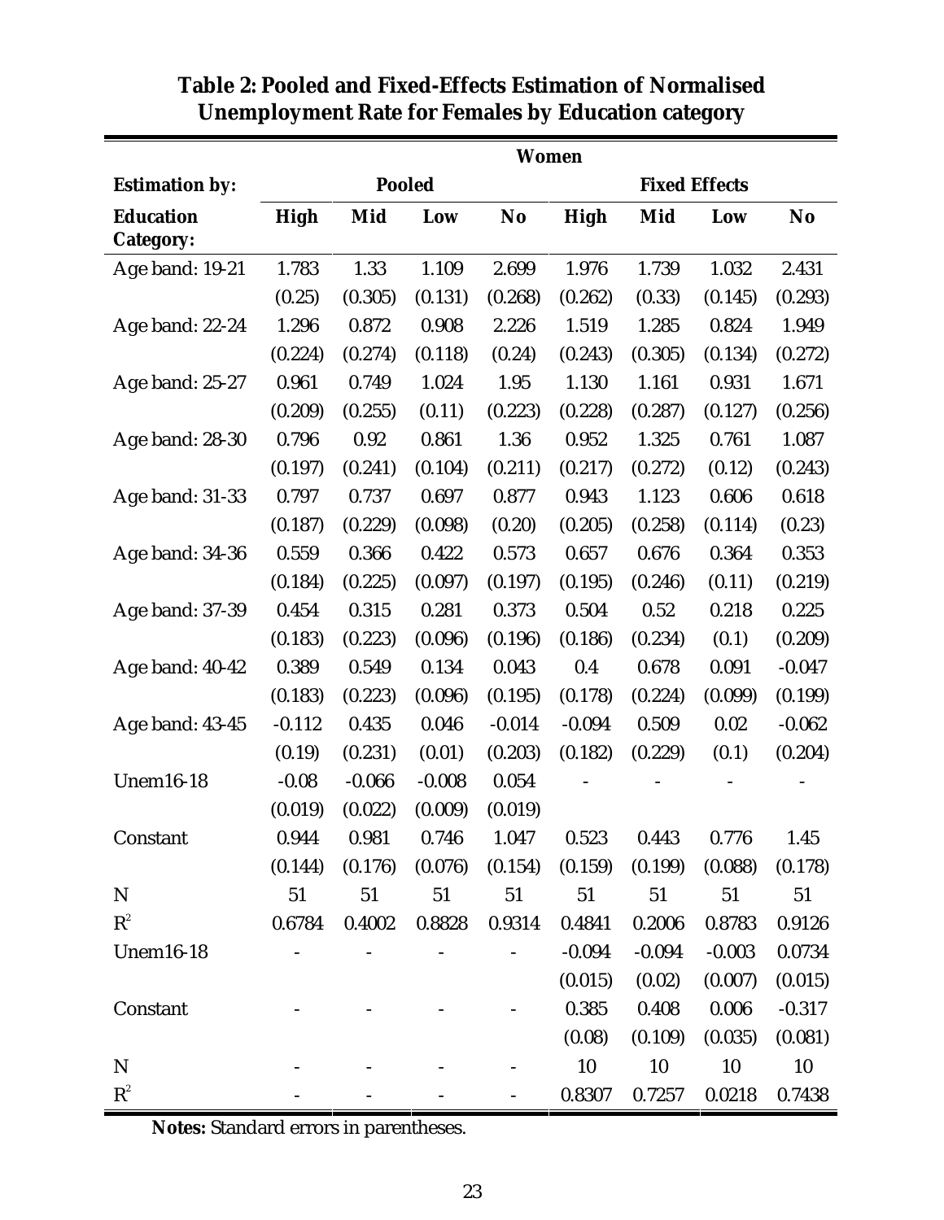**Table 2: Pooled and Fixed-Effects Estimation of Normalised Unemployment Rate for Females by Education category**

| | Women | | | | | | | |
|---|---|---|---|---|---|---|---|---|
| **Estimation by:** | **Pooled** | | | | **Fixed Effects** | | | |
| **Education Category:** | **High** | **Mid** | **Low** | **No** | **High** | **Mid** | **Low** | **No** |
| Age band: 19-21 | 1.783 | 1.33 | 1.109 | 2.699 | 1.976 | 1.739 | 1.032 | 2.431 |
| | (0.25) | (0.305) | (0.131) | (0.268) | (0.262) | (0.33) | (0.145) | (0.293) |
| Age band: 22-24 | 1.296 | 0.872 | 0.908 | 2.226 | 1.519 | 1.285 | 0.824 | 1.949 |
| | (0.224) | (0.274) | (0.118) | (0.24) | (0.243) | (0.305) | (0.134) | (0.272) |
| Age band: 25-27 | 0.961 | 0.749 | 1.024 | 1.95 | 1.130 | 1.161 | 0.931 | 1.671 |
| | (0.209) | (0.255) | (0.11) | (0.223) | (0.228) | (0.287) | (0.127) | (0.256) |
| Age band: 28-30 | 0.796 | 0.92 | 0.861 | 1.36 | 0.952 | 1.325 | 0.761 | 1.087 |
| | (0.197) | (0.241) | (0.104) | (0.211) | (0.217) | (0.272) | (0.12) | (0.243) |
| Age band: 31-33 | 0.797 | 0.737 | 0.697 | 0.877 | 0.943 | 1.123 | 0.606 | 0.618 |
| | (0.187) | (0.229) | (0.098) | (0.20) | (0.205) | (0.258) | (0.114) | (0.23) |
| Age band: 34-36 | 0.559 | 0.366 | 0.422 | 0.573 | 0.657 | 0.676 | 0.364 | 0.353 |
| | (0.184) | (0.225) | (0.097) | (0.197) | (0.195) | (0.246) | (0.11) | (0.219) |
| Age band: 37-39 | 0.454 | 0.315 | 0.281 | 0.373 | 0.504 | 0.52 | 0.218 | 0.225 |
| | (0.183) | (0.223) | (0.096) | (0.196) | (0.186) | (0.234) | (0.1) | (0.209) |
| Age band: 40-42 | 0.389 | 0.549 | 0.134 | 0.043 | 0.4 | 0.678 | 0.091 | -0.047 |
| | (0.183) | (0.223) | (0.096) | (0.195) | (0.178) | (0.224) | (0.099) | (0.199) |
| Age band: 43-45 | -0.112 | 0.435 | 0.046 | -0.014 | -0.094 | 0.509 | 0.02 | -0.062 |
| | (0.19) | (0.231) | (0.01) | (0.203) | (0.182) | (0.229) | (0.1) | (0.204) |
| Unem16-18 | -0.08 | -0.066 | -0.008 | 0.054 | - | - | - | - |
| | (0.019) | (0.022) | (0.009) | (0.019) | | | | |
| Constant | 0.944 | 0.981 | 0.746 | 1.047 | 0.523 | 0.443 | 0.776 | 1.45 |
| | (0.144) | (0.176) | (0.076) | (0.154) | (0.159) | (0.199) | (0.088) | (0.178) |
| N | 51 | 51 | 51 | 51 | 51 | 51 | 51 | 51 |
| $R^2$ | 0.6784 | 0.4002 | 0.8828 | 0.9314 | 0.4841 | 0.2006 | 0.8783 | 0.9126 |
| Unem16-18 | - | - | - | - | -0.094 | -0.094 | -0.003 | 0.0734 |
| | | | | | (0.015) | (0.02) | (0.007) | (0.015) |
| Constant | - | - | - | - | 0.385 | 0.408 | 0.006 | -0.317 |
| | | | | | (0.08) | (0.109) | (0.035) | (0.081) |
| N | - | - | - | - | 10 | 10 | 10 | 10 |
| $R^2$ | - | - | - | - | 0.8307 | 0.7257 | 0.0218 | 0.7438 |

**Notes:** Standard errors in parentheses.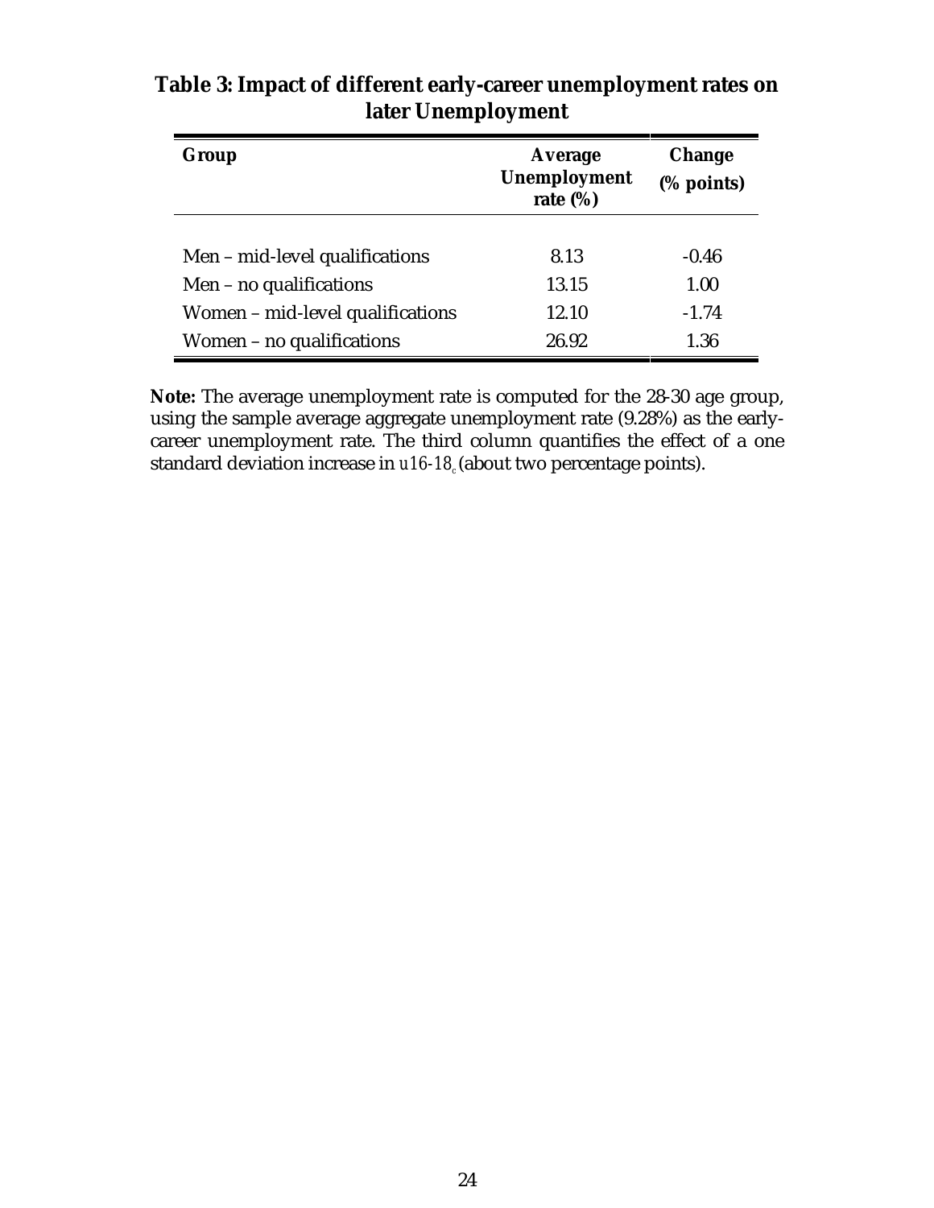**Table 3: Impact of different early-career unemployment rates on later Unemployment**

| Group | Average Unemployment rate (%) | Change (% points) |
|---|---|---|
| Men – mid-level qualifications | 8.13 | -0.46 |
| Men – no qualifications | 13.15 | 1.00 |
| Women – mid-level qualifications | 12.10 | -1.74 |
| Women – no qualifications | 26.92 | 1.36 |

**Note:** The average unemployment rate is computed for the 28-30 age group, using the sample average aggregate unemployment rate (9.28%) as the early-career unemployment rate. The third column quantifies the effect of a one standard deviation increase in $u16\text{-}18_c$ (about two percentage points).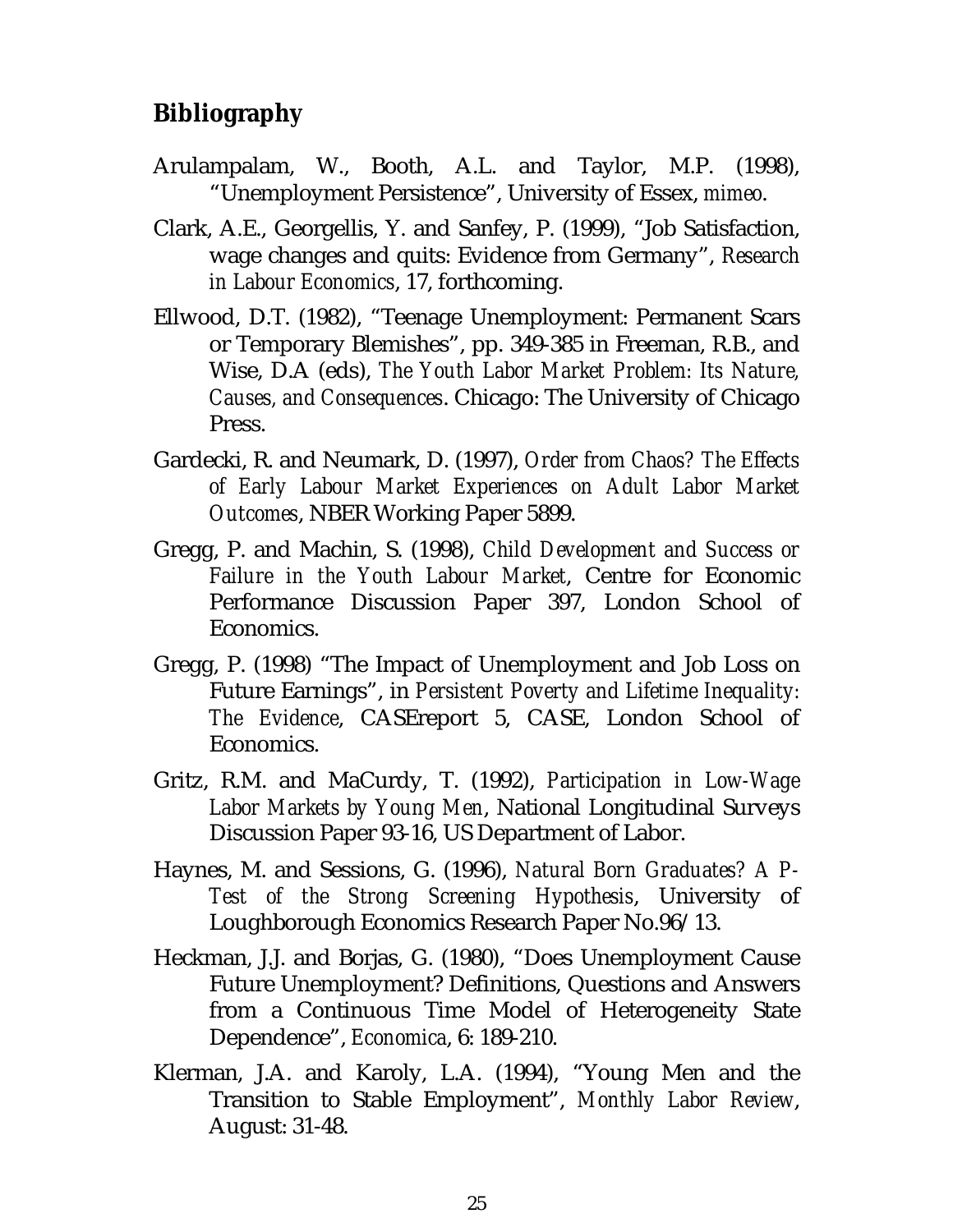## Bibliography

Arulampalam, W., Booth, A.L. and Taylor, M.P. (1998), "Unemployment Persistence", University of Essex, *mimeo*.

Clark, A.E., Georgellis, Y. and Sanfey, P. (1999), "Job Satisfaction, wage changes and quits: Evidence from Germany", *Research in Labour Economics*, 17, forthcoming.

Ellwood, D.T. (1982), "Teenage Unemployment: Permanent Scars or Temporary Blemishes", pp. 349-385 in Freeman, R.B., and Wise, D.A (eds), *The Youth Labor Market Problem: Its Nature, Causes, and Consequences*. Chicago: The University of Chicago Press.

Gardecki, R. and Neumark, D. (1997), *Order from Chaos? The Effects of Early Labour Market Experiences on Adult Labor Market Outcomes*, NBER Working Paper 5899.

Gregg, P. and Machin, S. (1998), *Child Development and Success or Failure in the Youth Labour Market*, Centre for Economic Performance Discussion Paper 397, London School of Economics.

Gregg, P. (1998) "The Impact of Unemployment and Job Loss on Future Earnings", in *Persistent Poverty and Lifetime Inequality: The Evidence*, CASEreport 5, CASE, London School of Economics.

Gritz, R.M. and MaCurdy, T. (1992), *Participation in Low-Wage Labor Markets by Young Men*, National Longitudinal Surveys Discussion Paper 93-16, US Department of Labor.

Haynes, M. and Sessions, G. (1996), *Natural Born Graduates? A P-Test of the Strong Screening Hypothesis*, University of Loughborough Economics Research Paper No.96/13.

Heckman, J.J. and Borjas, G. (1980), "Does Unemployment Cause Future Unemployment? Definitions, Questions and Answers from a Continuous Time Model of Heterogeneity State Dependence", *Economica*, 6: 189-210.

Klerman, J.A. and Karoly, L.A. (1994), "Young Men and the Transition to Stable Employment", *Monthly Labor Review*, August: 31-48.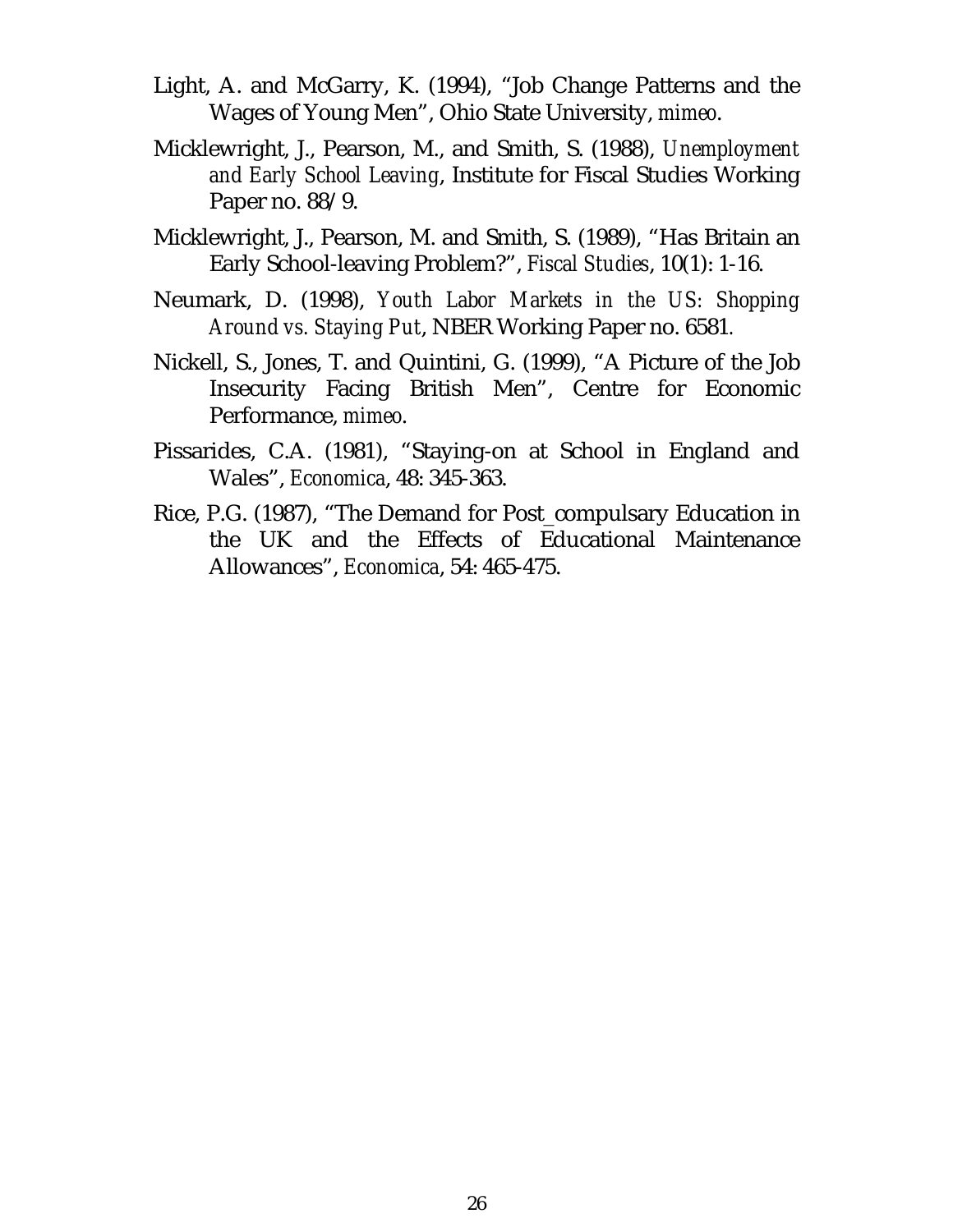Light, A. and McGarry, K. (1994), "Job Change Patterns and the Wages of Young Men", Ohio State University, *mimeo*.

Micklewright, J., Pearson, M., and Smith, S. (1988), *Unemployment and Early School Leaving*, Institute for Fiscal Studies Working Paper no. 88/9.

Micklewright, J., Pearson, M. and Smith, S. (1989), "Has Britain an Early School-leaving Problem?", *Fiscal Studies*, 10(1): 1-16.

Neumark, D. (1998), *Youth Labor Markets in the US: Shopping Around vs. Staying Put*, NBER Working Paper no. 6581.

Nickell, S., Jones, T. and Quintini, G. (1999), "A Picture of the Job Insecurity Facing British Men", Centre for Economic Performance, *mimeo*.

Pissarides, C.A. (1981), "Staying-on at School in England and Wales", *Economica*, 48: 345-363.

Rice, P.G. (1987), "The Demand for Post_compulsary Education in the UK and the Effects of Educational Maintenance Allowances", *Economica*, 54: 465-475.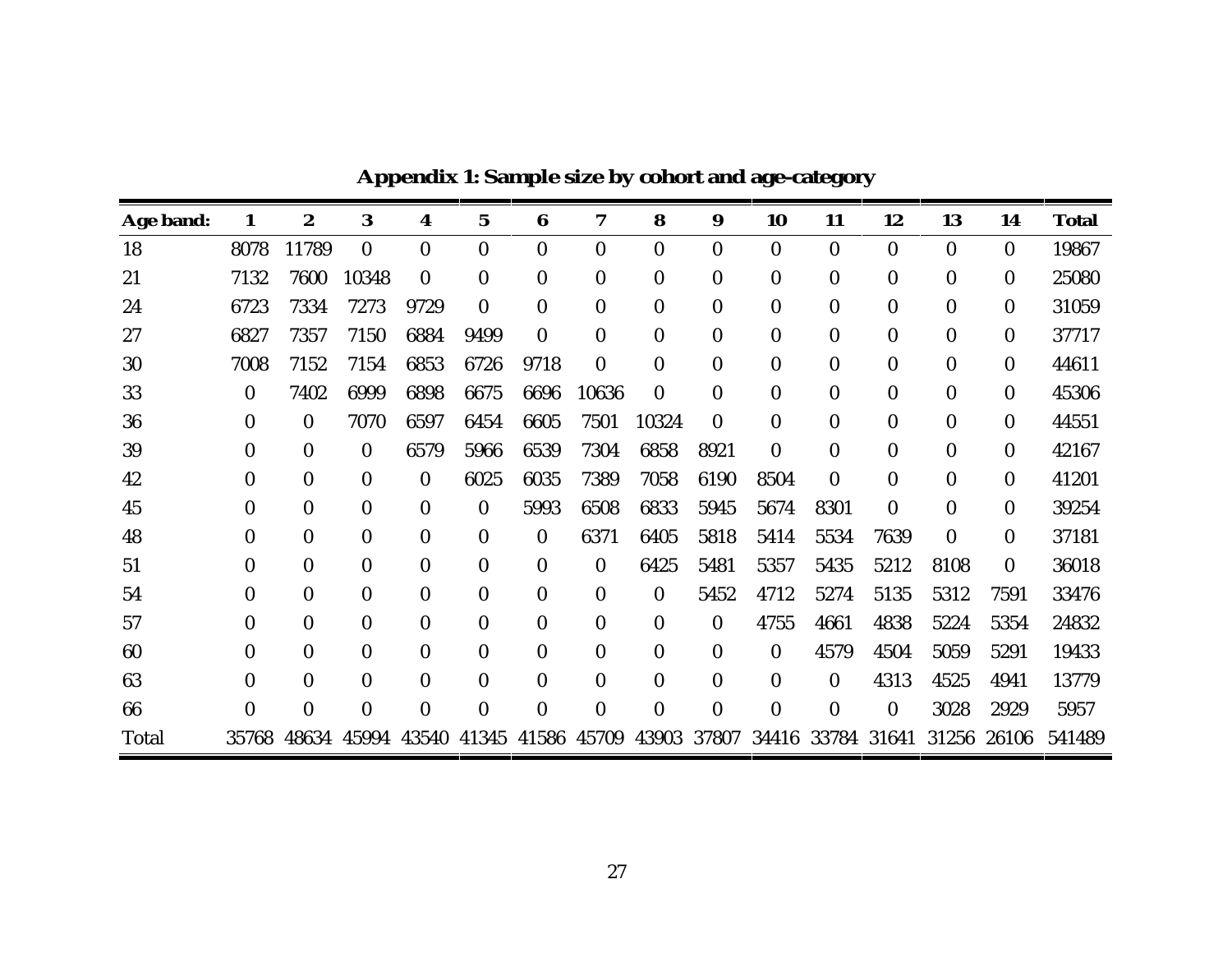**Appendix 1: Sample size by cohort and age-category**

| Age band: | 1 | 2 | 3 | 4 | 5 | 6 | 7 | 8 | 9 | 10 | 11 | 12 | 13 | 14 | Total |
|---|---|---|---|---|---|---|---|---|---|---|---|---|---|---|---|
| 18 | 8078 | 11789 | 0 | 0 | 0 | 0 | 0 | 0 | 0 | 0 | 0 | 0 | 0 | 0 | 19867 |
| 21 | 7132 | 7600 | 10348 | 0 | 0 | 0 | 0 | 0 | 0 | 0 | 0 | 0 | 0 | 0 | 25080 |
| 24 | 6723 | 7334 | 7273 | 9729 | 0 | 0 | 0 | 0 | 0 | 0 | 0 | 0 | 0 | 0 | 31059 |
| 27 | 6827 | 7357 | 7150 | 6884 | 9499 | 0 | 0 | 0 | 0 | 0 | 0 | 0 | 0 | 0 | 37717 |
| 30 | 7008 | 7152 | 7154 | 6853 | 6726 | 9718 | 0 | 0 | 0 | 0 | 0 | 0 | 0 | 0 | 44611 |
| 33 | 0 | 7402 | 6999 | 6898 | 6675 | 6696 | 10636 | 0 | 0 | 0 | 0 | 0 | 0 | 0 | 45306 |
| 36 | 0 | 0 | 7070 | 6597 | 6454 | 6605 | 7501 | 10324 | 0 | 0 | 0 | 0 | 0 | 0 | 44551 |
| 39 | 0 | 0 | 0 | 6579 | 5966 | 6539 | 7304 | 6858 | 8921 | 0 | 0 | 0 | 0 | 0 | 42167 |
| 42 | 0 | 0 | 0 | 0 | 6025 | 6035 | 7389 | 7058 | 6190 | 8504 | 0 | 0 | 0 | 0 | 41201 |
| 45 | 0 | 0 | 0 | 0 | 0 | 5993 | 6508 | 6833 | 5945 | 5674 | 8301 | 0 | 0 | 0 | 39254 |
| 48 | 0 | 0 | 0 | 0 | 0 | 0 | 6371 | 6405 | 5818 | 5414 | 5534 | 7639 | 0 | 0 | 37181 |
| 51 | 0 | 0 | 0 | 0 | 0 | 0 | 0 | 6425 | 5481 | 5357 | 5435 | 5212 | 8108 | 0 | 36018 |
| 54 | 0 | 0 | 0 | 0 | 0 | 0 | 0 | 0 | 5452 | 4712 | 5274 | 5135 | 5312 | 7591 | 33476 |
| 57 | 0 | 0 | 0 | 0 | 0 | 0 | 0 | 0 | 0 | 4755 | 4661 | 4838 | 5224 | 5354 | 24832 |
| 60 | 0 | 0 | 0 | 0 | 0 | 0 | 0 | 0 | 0 | 0 | 4579 | 4504 | 5059 | 5291 | 19433 |
| 63 | 0 | 0 | 0 | 0 | 0 | 0 | 0 | 0 | 0 | 0 | 0 | 4313 | 4525 | 4941 | 13779 |
| 66 | 0 | 0 | 0 | 0 | 0 | 0 | 0 | 0 | 0 | 0 | 0 | 0 | 3028 | 2929 | 5957 |
| Total | 35768 | 48634 | 45994 | 43540 | 41345 | 41586 | 45709 | 43903 | 37807 | 34416 | 33784 | 31641 | 31256 | 26106 | 541489 |